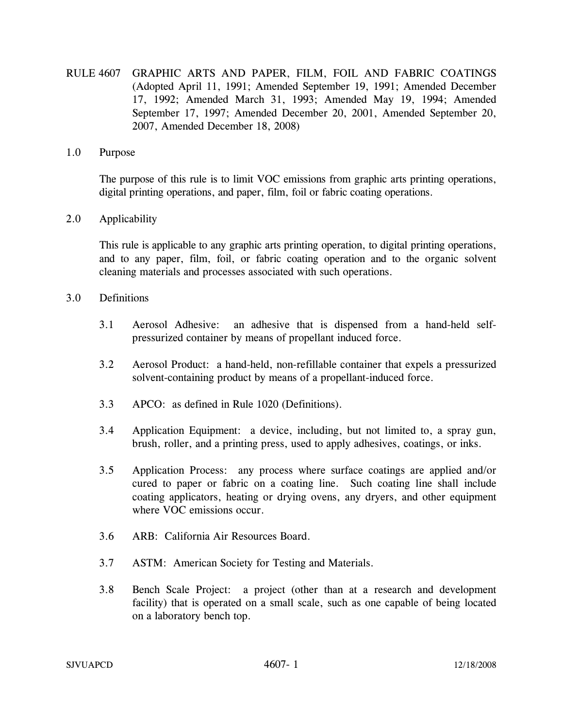# RULE 4607 GRAPHIC ARTS AND PAPER, FILM, FOIL AND FABRIC COATINGS

(Adopted April 11, 1991; Amended September 19, 1991; Amended December 17, 1992; Amended March 31, 1993; Amended May 19, 1994; Amended September 17, 1997; Amended December 20, 2001, Amended September 20, 2007, Amended December 18, 2008)

## 1.0 Purpose

The purpose of this rule is to limit VOC emissions from graphic arts printing operations, digital printing operations, and paper, film, foil or fabric coating operations.

## 2.0 Applicability

This rule is applicable to any graphic arts printing operation, to digital printing operations, and to any paper, film, foil, or fabric coating operation and to the organic solvent cleaning materials and processes associated with such operations.

## 3.0 Definitions

3.1 Aerosol Adhesive: an adhesive that is dispensed from a hand-held self-pressurized container by means of propellant induced force.

3.2 Aerosol Product: a hand-held, non-refillable container that expels a pressurized solvent-containing product by means of a propellant-induced force.

3.3 APCO: as defined in Rule 1020 (Definitions).

3.4 Application Equipment: a device, including, but not limited to, a spray gun, brush, roller, and a printing press, used to apply adhesives, coatings, or inks.

3.5 Application Process: any process where surface coatings are applied and/or cured to paper or fabric on a coating line. Such coating line shall include coating applicators, heating or drying ovens, any dryers, and other equipment where VOC emissions occur.

3.6 ARB: California Air Resources Board.

3.7 ASTM: American Society for Testing and Materials.

3.8 Bench Scale Project: a project (other than at a research and development facility) that is operated on a small scale, such as one capable of being located on a laboratory bench top.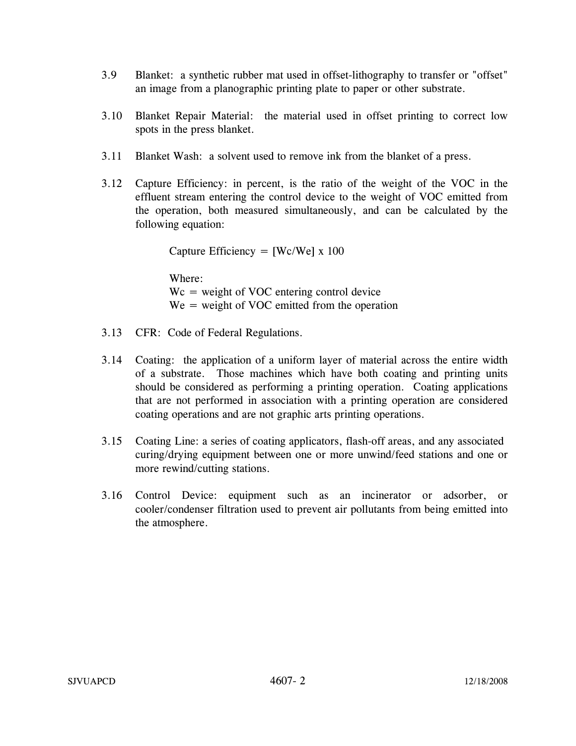3.9 Blanket: a synthetic rubber mat used in offset-lithography to transfer or "offset" an image from a planographic printing plate to paper or other substrate.

3.10 Blanket Repair Material: the material used in offset printing to correct low spots in the press blanket.

3.11 Blanket Wash: a solvent used to remove ink from the blanket of a press.

3.12 Capture Efficiency: in percent, is the ratio of the weight of the VOC in the effluent stream entering the control device to the weight of VOC emitted from the operation, both measured simultaneously, and can be calculated by the following equation:

$$\text{Capture Efficiency} = [W_c/W_e] \times 100$$

Where:
$W_c$ = weight of VOC entering control device
$W_e$ = weight of VOC emitted from the operation

3.13 CFR: Code of Federal Regulations.

3.14 Coating: the application of a uniform layer of material across the entire width of a substrate. Those machines which have both coating and printing units should be considered as performing a printing operation. Coating applications that are not performed in association with a printing operation are considered coating operations and are not graphic arts printing operations.

3.15 Coating Line: a series of coating applicators, flash-off areas, and any associated curing/drying equipment between one or more unwind/feed stations and one or more rewind/cutting stations.

3.16 Control Device: equipment such as an incinerator or adsorber, or cooler/condenser filtration used to prevent air pollutants from being emitted into the atmosphere.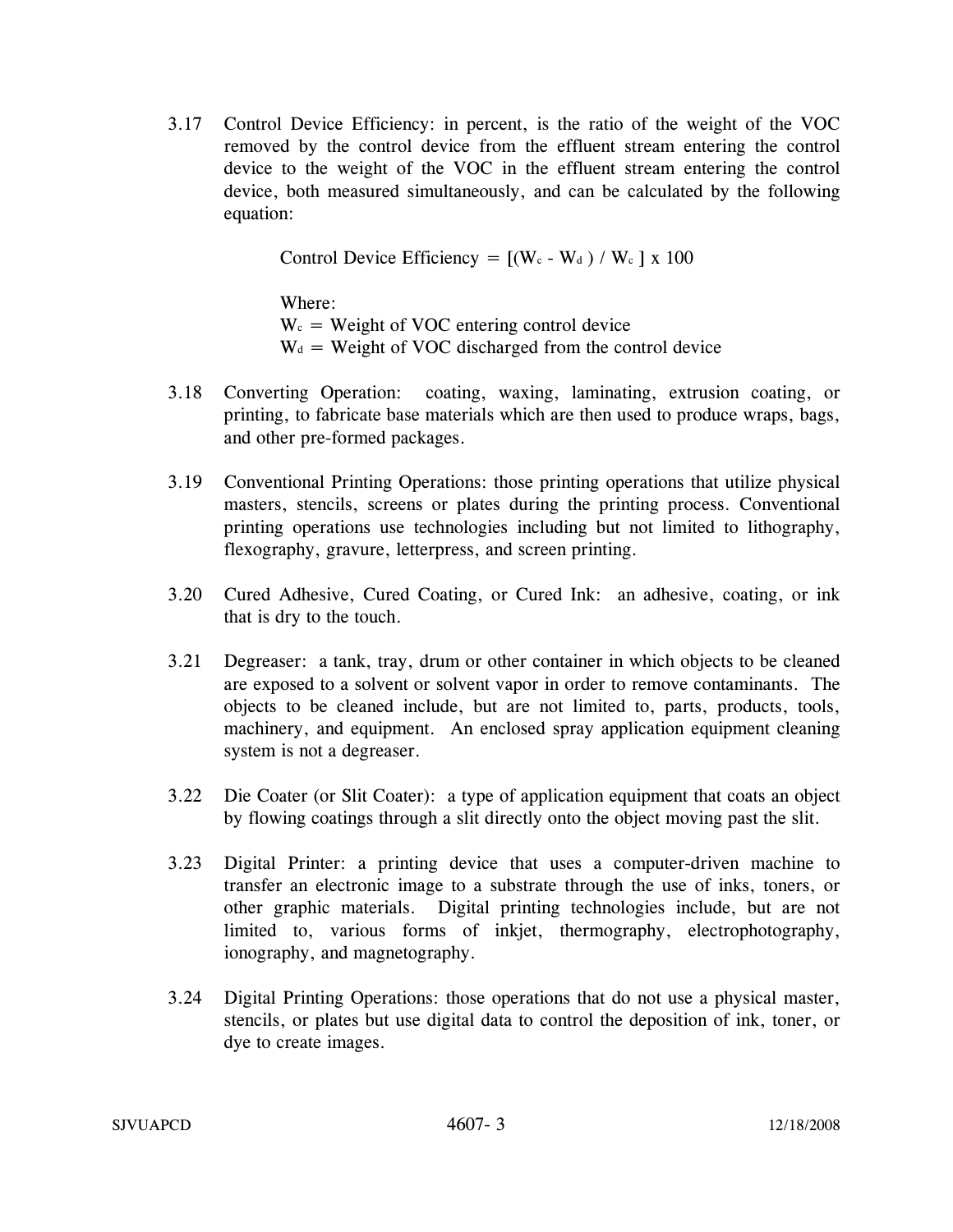3.17 Control Device Efficiency: in percent, is the ratio of the weight of the VOC removed by the control device from the effluent stream entering the control device to the weight of the VOC in the effluent stream entering the control device, both measured simultaneously, and can be calculated by the following equation:

$$\text{Control Device Efficiency} = [(W_c - W_d) / W_c] \times 100$$

Where:
$W_c$ = Weight of VOC entering control device
$W_d$ = Weight of VOC discharged from the control device

3.18 Converting Operation: coating, waxing, laminating, extrusion coating, or printing, to fabricate base materials which are then used to produce wraps, bags, and other pre-formed packages.

3.19 Conventional Printing Operations: those printing operations that utilize physical masters, stencils, screens or plates during the printing process. Conventional printing operations use technologies including but not limited to lithography, flexography, gravure, letterpress, and screen printing.

3.20 Cured Adhesive, Cured Coating, or Cured Ink: an adhesive, coating, or ink that is dry to the touch.

3.21 Degreaser: a tank, tray, drum or other container in which objects to be cleaned are exposed to a solvent or solvent vapor in order to remove contaminants. The objects to be cleaned include, but are not limited to, parts, products, tools, machinery, and equipment. An enclosed spray application equipment cleaning system is not a degreaser.

3.22 Die Coater (or Slit Coater): a type of application equipment that coats an object by flowing coatings through a slit directly onto the object moving past the slit.

3.23 Digital Printer: a printing device that uses a computer-driven machine to transfer an electronic image to a substrate through the use of inks, toners, or other graphic materials. Digital printing technologies include, but are not limited to, various forms of inkjet, thermography, electrophotography, ionography, and magnetography.

3.24 Digital Printing Operations: those operations that do not use a physical master, stencils, or plates but use digital data to control the deposition of ink, toner, or dye to create images.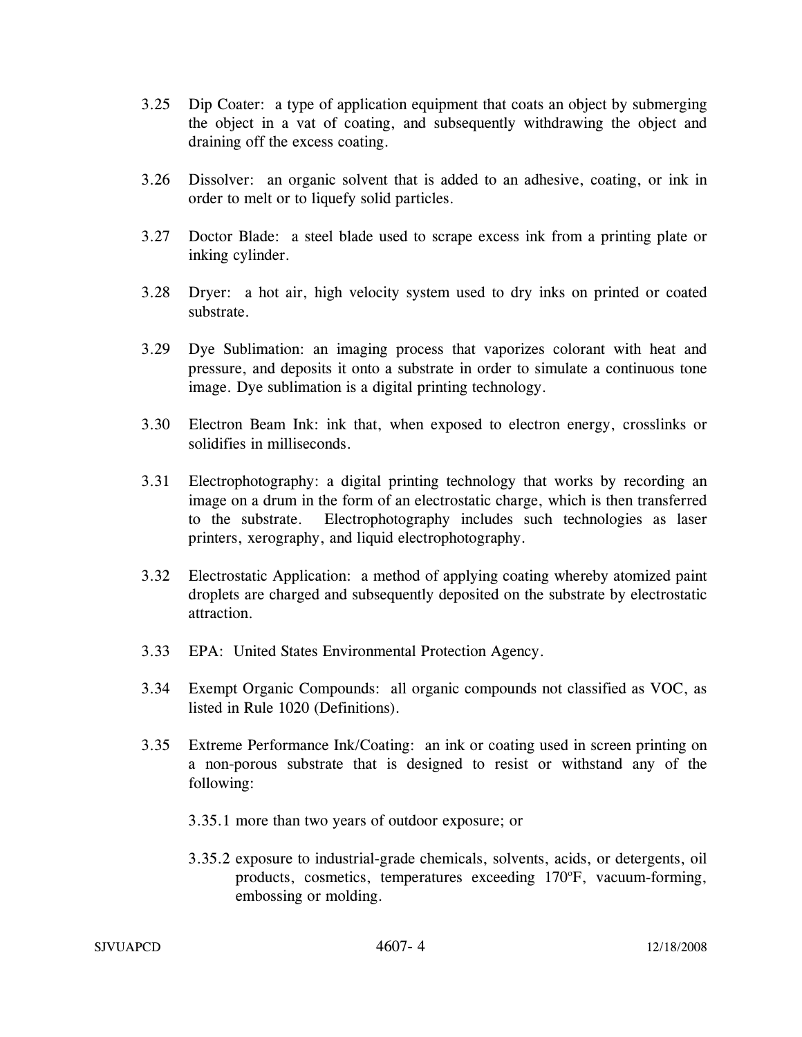3.25 Dip Coater: a type of application equipment that coats an object by submerging the object in a vat of coating, and subsequently withdrawing the object and draining off the excess coating.

3.26 Dissolver: an organic solvent that is added to an adhesive, coating, or ink in order to melt or to liquefy solid particles.

3.27 Doctor Blade: a steel blade used to scrape excess ink from a printing plate or inking cylinder.

3.28 Dryer: a hot air, high velocity system used to dry inks on printed or coated substrate.

3.29 Dye Sublimation: an imaging process that vaporizes colorant with heat and pressure, and deposits it onto a substrate in order to simulate a continuous tone image. Dye sublimation is a digital printing technology.

3.30 Electron Beam Ink: ink that, when exposed to electron energy, crosslinks or solidifies in milliseconds.

3.31 Electrophotography: a digital printing technology that works by recording an image on a drum in the form of an electrostatic charge, which is then transferred to the substrate. Electrophotography includes such technologies as laser printers, xerography, and liquid electrophotography.

3.32 Electrostatic Application: a method of applying coating whereby atomized paint droplets are charged and subsequently deposited on the substrate by electrostatic attraction.

3.33 EPA: United States Environmental Protection Agency.

3.34 Exempt Organic Compounds: all organic compounds not classified as VOC, as listed in Rule 1020 (Definitions).

3.35 Extreme Performance Ink/Coating: an ink or coating used in screen printing on a non-porous substrate that is designed to resist or withstand any of the following:

3.35.1 more than two years of outdoor exposure; or

3.35.2 exposure to industrial-grade chemicals, solvents, acids, or detergents, oil products, cosmetics, temperatures exceeding 170°F, vacuum-forming, embossing or molding.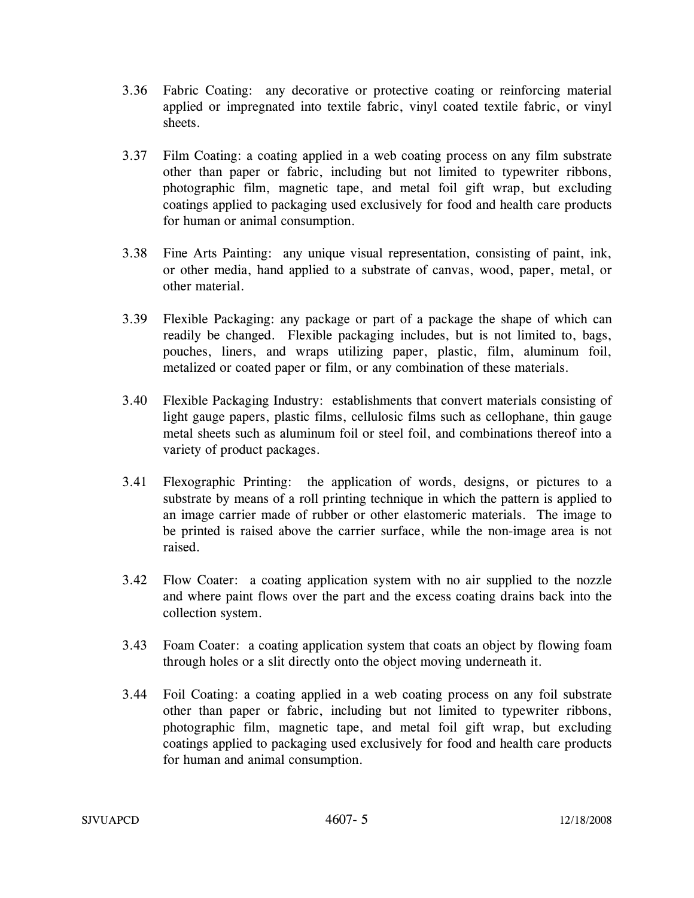3.36 Fabric Coating: any decorative or protective coating or reinforcing material applied or impregnated into textile fabric, vinyl coated textile fabric, or vinyl sheets.

3.37 Film Coating: a coating applied in a web coating process on any film substrate other than paper or fabric, including but not limited to typewriter ribbons, photographic film, magnetic tape, and metal foil gift wrap, but excluding coatings applied to packaging used exclusively for food and health care products for human or animal consumption.

3.38 Fine Arts Painting: any unique visual representation, consisting of paint, ink, or other media, hand applied to a substrate of canvas, wood, paper, metal, or other material.

3.39 Flexible Packaging: any package or part of a package the shape of which can readily be changed. Flexible packaging includes, but is not limited to, bags, pouches, liners, and wraps utilizing paper, plastic, film, aluminum foil, metalized or coated paper or film, or any combination of these materials.

3.40 Flexible Packaging Industry: establishments that convert materials consisting of light gauge papers, plastic films, cellulosic films such as cellophane, thin gauge metal sheets such as aluminum foil or steel foil, and combinations thereof into a variety of product packages.

3.41 Flexographic Printing: the application of words, designs, or pictures to a substrate by means of a roll printing technique in which the pattern is applied to an image carrier made of rubber or other elastomeric materials. The image to be printed is raised above the carrier surface, while the non-image area is not raised.

3.42 Flow Coater: a coating application system with no air supplied to the nozzle and where paint flows over the part and the excess coating drains back into the collection system.

3.43 Foam Coater: a coating application system that coats an object by flowing foam through holes or a slit directly onto the object moving underneath it.

3.44 Foil Coating: a coating applied in a web coating process on any foil substrate other than paper or fabric, including but not limited to typewriter ribbons, photographic film, magnetic tape, and metal foil gift wrap, but excluding coatings applied to packaging used exclusively for food and health care products for human and animal consumption.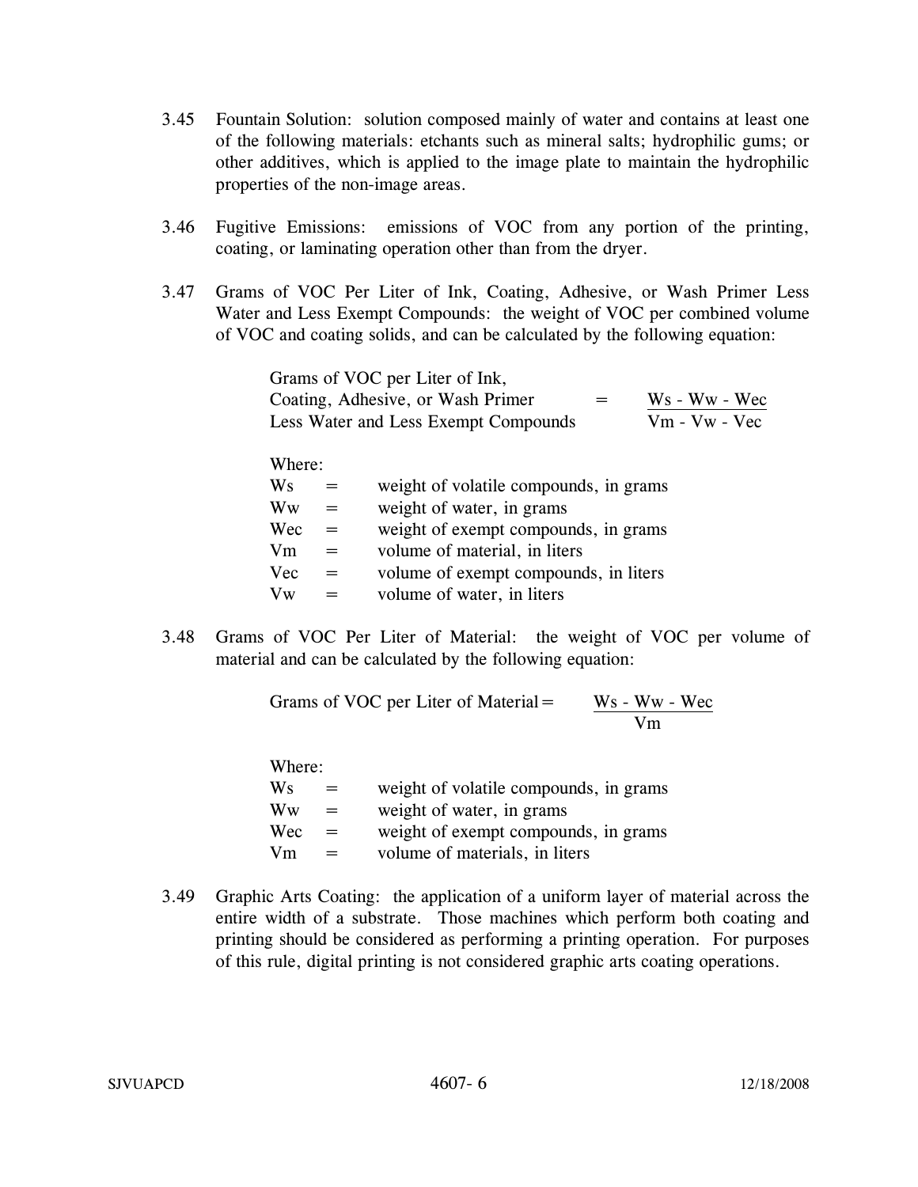3.45 Fountain Solution: solution composed mainly of water and contains at least one of the following materials: etchants such as mineral salts; hydrophilic gums; or other additives, which is applied to the image plate to maintain the hydrophilic properties of the non-image areas.

3.46 Fugitive Emissions: emissions of VOC from any portion of the printing, coating, or laminating operation other than from the dryer.

3.47 Grams of VOC Per Liter of Ink, Coating, Adhesive, or Wash Primer Less Water and Less Exempt Compounds: the weight of VOC per combined volume of VOC and coating solids, and can be calculated by the following equation:

$$\text{Grams of VOC per Liter of Ink, Coating, Adhesive, or Wash Primer Less Water and Less Exempt Compounds} = \frac{Ws - Ww - Wec}{Vm - Vw - Vec}$$

Where:

- Ws = weight of volatile compounds, in grams
- Ww = weight of water, in grams
- Wec = weight of exempt compounds, in grams
- Vm = volume of material, in liters
- Vec = volume of exempt compounds, in liters
- Vw = volume of water, in liters

3.48 Grams of VOC Per Liter of Material: the weight of VOC per volume of material and can be calculated by the following equation:

$$\text{Grams of VOC per Liter of Material} = \frac{Ws - Ww - Wec}{Vm}$$

Where:

- Ws = weight of volatile compounds, in grams
- Ww = weight of water, in grams
- Wec = weight of exempt compounds, in grams
- Vm = volume of materials, in liters

3.49 Graphic Arts Coating: the application of a uniform layer of material across the entire width of a substrate. Those machines which perform both coating and printing should be considered as performing a printing operation. For purposes of this rule, digital printing is not considered graphic arts coating operations.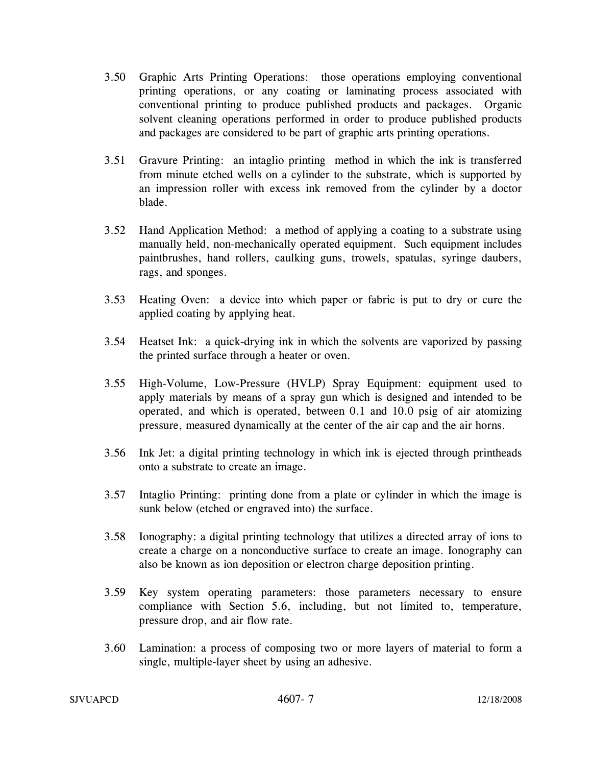3.50 Graphic Arts Printing Operations: those operations employing conventional printing operations, or any coating or laminating process associated with conventional printing to produce published products and packages. Organic solvent cleaning operations performed in order to produce published products and packages are considered to be part of graphic arts printing operations.

3.51 Gravure Printing: an intaglio printing method in which the ink is transferred from minute etched wells on a cylinder to the substrate, which is supported by an impression roller with excess ink removed from the cylinder by a doctor blade.

3.52 Hand Application Method: a method of applying a coating to a substrate using manually held, non-mechanically operated equipment. Such equipment includes paintbrushes, hand rollers, caulking guns, trowels, spatulas, syringe daubers, rags, and sponges.

3.53 Heating Oven: a device into which paper or fabric is put to dry or cure the applied coating by applying heat.

3.54 Heatset Ink: a quick-drying ink in which the solvents are vaporized by passing the printed surface through a heater or oven.

3.55 High-Volume, Low-Pressure (HVLP) Spray Equipment: equipment used to apply materials by means of a spray gun which is designed and intended to be operated, and which is operated, between 0.1 and 10.0 psig of air atomizing pressure, measured dynamically at the center of the air cap and the air horns.

3.56 Ink Jet: a digital printing technology in which ink is ejected through printheads onto a substrate to create an image.

3.57 Intaglio Printing: printing done from a plate or cylinder in which the image is sunk below (etched or engraved into) the surface.

3.58 Ionography: a digital printing technology that utilizes a directed array of ions to create a charge on a nonconductive surface to create an image. Ionography can also be known as ion deposition or electron charge deposition printing.

3.59 Key system operating parameters: those parameters necessary to ensure compliance with Section 5.6, including, but not limited to, temperature, pressure drop, and air flow rate.

3.60 Lamination: a process of composing two or more layers of material to form a single, multiple-layer sheet by using an adhesive.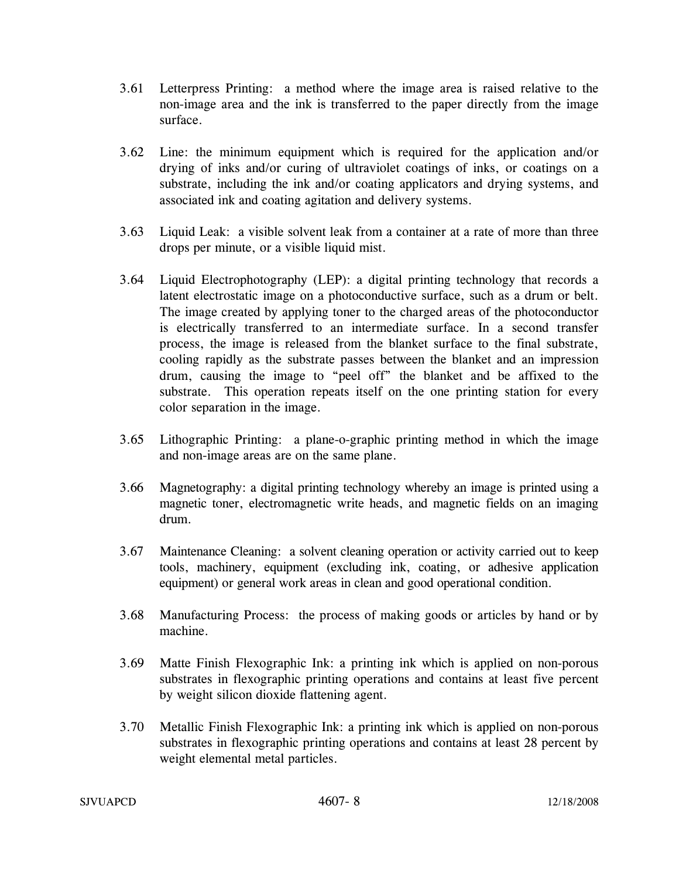3.61 Letterpress Printing: a method where the image area is raised relative to the non-image area and the ink is transferred to the paper directly from the image surface.

3.62 Line: the minimum equipment which is required for the application and/or drying of inks and/or curing of ultraviolet coatings of inks, or coatings on a substrate, including the ink and/or coating applicators and drying systems, and associated ink and coating agitation and delivery systems.

3.63 Liquid Leak: a visible solvent leak from a container at a rate of more than three drops per minute, or a visible liquid mist.

3.64 Liquid Electrophotography (LEP): a digital printing technology that records a latent electrostatic image on a photoconductive surface, such as a drum or belt. The image created by applying toner to the charged areas of the photoconductor is electrically transferred to an intermediate surface. In a second transfer process, the image is released from the blanket surface to the final substrate, cooling rapidly as the substrate passes between the blanket and an impression drum, causing the image to "peel off" the blanket and be affixed to the substrate. This operation repeats itself on the one printing station for every color separation in the image.

3.65 Lithographic Printing: a plane-o-graphic printing method in which the image and non-image areas are on the same plane.

3.66 Magnetography: a digital printing technology whereby an image is printed using a magnetic toner, electromagnetic write heads, and magnetic fields on an imaging drum.

3.67 Maintenance Cleaning: a solvent cleaning operation or activity carried out to keep tools, machinery, equipment (excluding ink, coating, or adhesive application equipment) or general work areas in clean and good operational condition.

3.68 Manufacturing Process: the process of making goods or articles by hand or by machine.

3.69 Matte Finish Flexographic Ink: a printing ink which is applied on non-porous substrates in flexographic printing operations and contains at least five percent by weight silicon dioxide flattening agent.

3.70 Metallic Finish Flexographic Ink: a printing ink which is applied on non-porous substrates in flexographic printing operations and contains at least 28 percent by weight elemental metal particles.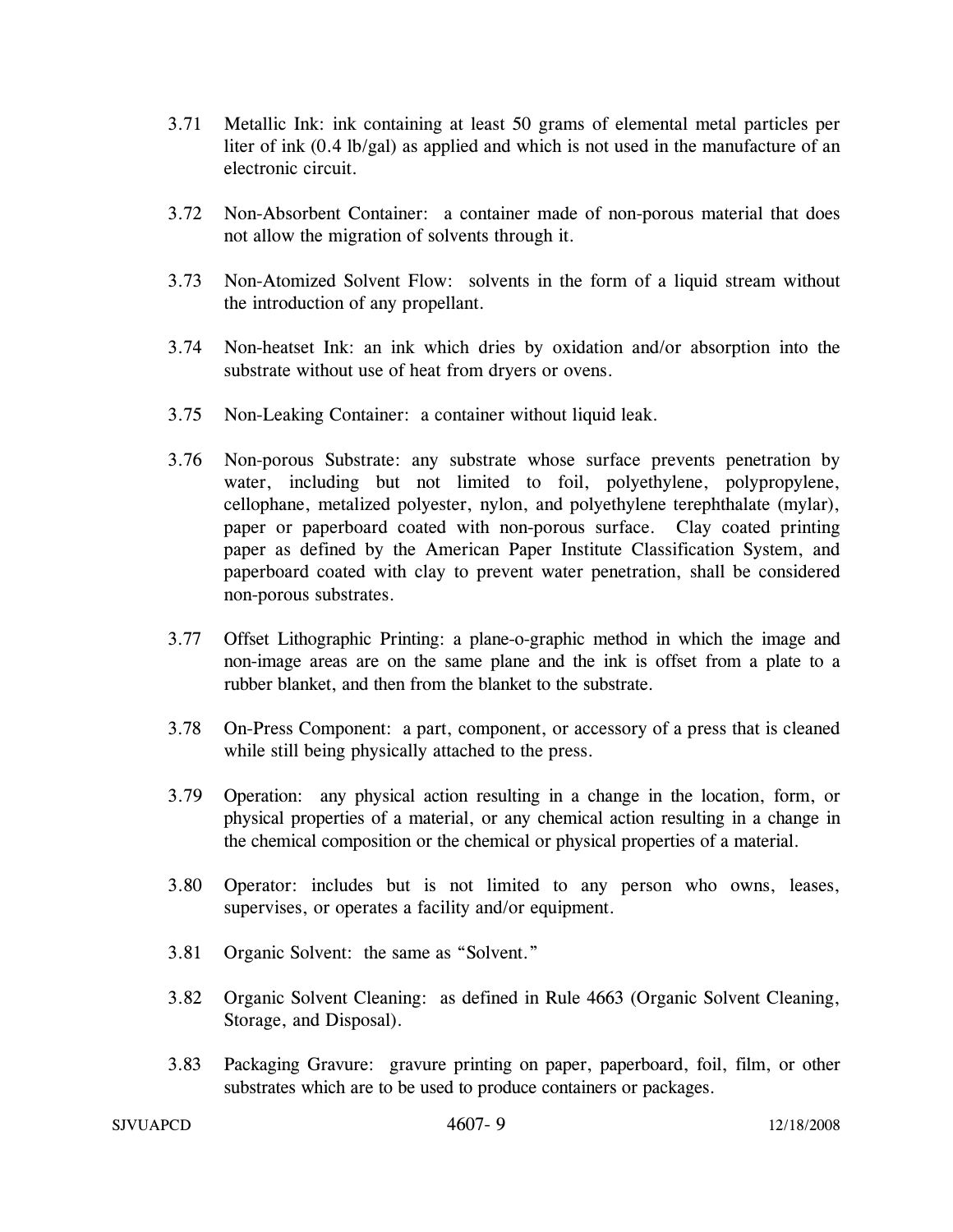3.71 Metallic Ink: ink containing at least 50 grams of elemental metal particles per liter of ink (0.4 lb/gal) as applied and which is not used in the manufacture of an electronic circuit.

3.72 Non-Absorbent Container: a container made of non-porous material that does not allow the migration of solvents through it.

3.73 Non-Atomized Solvent Flow: solvents in the form of a liquid stream without the introduction of any propellant.

3.74 Non-heatset Ink: an ink which dries by oxidation and/or absorption into the substrate without use of heat from dryers or ovens.

3.75 Non-Leaking Container: a container without liquid leak.

3.76 Non-porous Substrate: any substrate whose surface prevents penetration by water, including but not limited to foil, polyethylene, polypropylene, cellophane, metalized polyester, nylon, and polyethylene terephthalate (mylar), paper or paperboard coated with non-porous surface. Clay coated printing paper as defined by the American Paper Institute Classification System, and paperboard coated with clay to prevent water penetration, shall be considered non-porous substrates.

3.77 Offset Lithographic Printing: a plane-o-graphic method in which the image and non-image areas are on the same plane and the ink is offset from a plate to a rubber blanket, and then from the blanket to the substrate.

3.78 On-Press Component: a part, component, or accessory of a press that is cleaned while still being physically attached to the press.

3.79 Operation: any physical action resulting in a change in the location, form, or physical properties of a material, or any chemical action resulting in a change in the chemical composition or the chemical or physical properties of a material.

3.80 Operator: includes but is not limited to any person who owns, leases, supervises, or operates a facility and/or equipment.

3.81 Organic Solvent: the same as "Solvent."

3.82 Organic Solvent Cleaning: as defined in Rule 4663 (Organic Solvent Cleaning, Storage, and Disposal).

3.83 Packaging Gravure: gravure printing on paper, paperboard, foil, film, or other substrates which are to be used to produce containers or packages.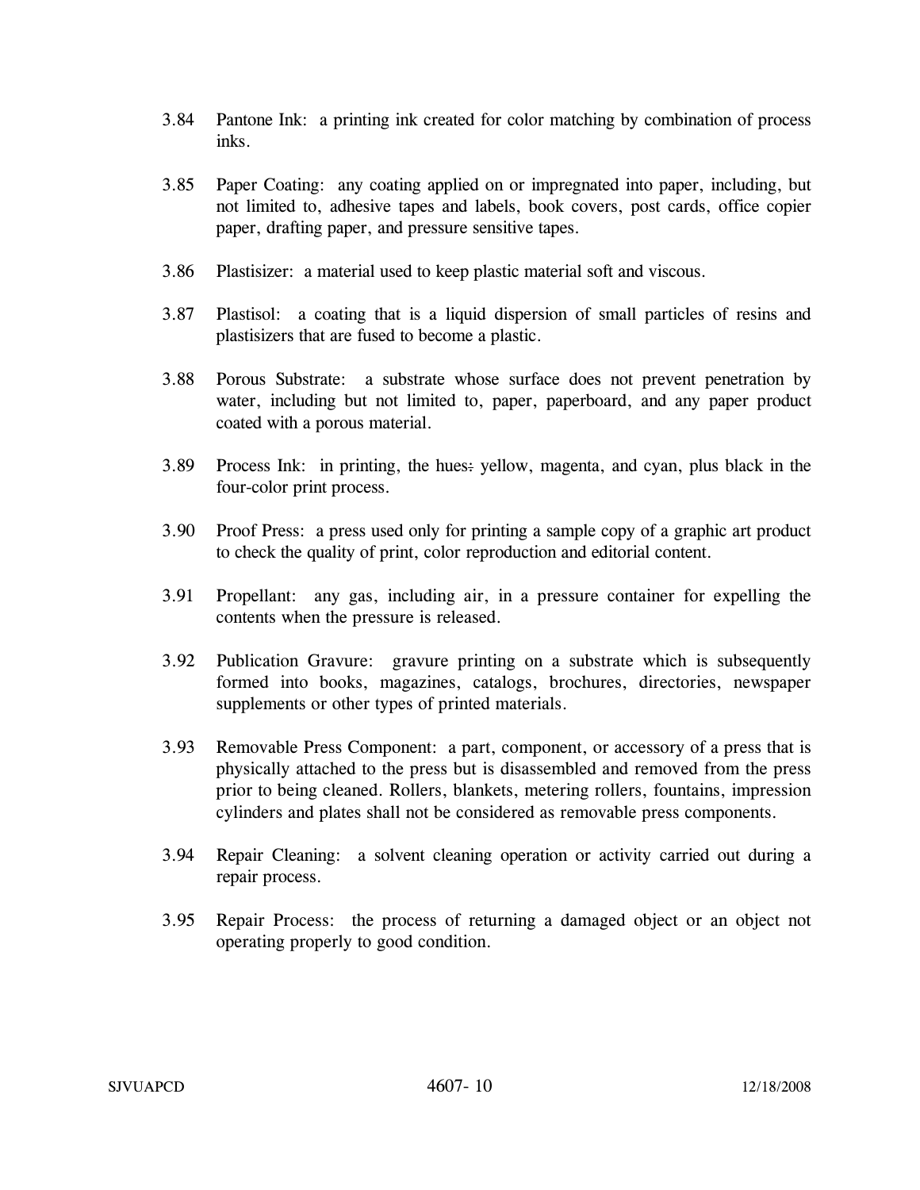3.84 Pantone Ink: a printing ink created for color matching by combination of process inks.

3.85 Paper Coating: any coating applied on or impregnated into paper, including, but not limited to, adhesive tapes and labels, book covers, post cards, office copier paper, drafting paper, and pressure sensitive tapes.

3.86 Plastisizer: a material used to keep plastic material soft and viscous.

3.87 Plastisol: a coating that is a liquid dispersion of small particles of resins and plastisizers that are fused to become a plastic.

3.88 Porous Substrate: a substrate whose surface does not prevent penetration by water, including but not limited to, paper, paperboard, and any paper product coated with a porous material.

3.89 Process Ink: in printing, the hues: yellow, magenta, and cyan, plus black in the four-color print process.

3.90 Proof Press: a press used only for printing a sample copy of a graphic art product to check the quality of print, color reproduction and editorial content.

3.91 Propellant: any gas, including air, in a pressure container for expelling the contents when the pressure is released.

3.92 Publication Gravure: gravure printing on a substrate which is subsequently formed into books, magazines, catalogs, brochures, directories, newspaper supplements or other types of printed materials.

3.93 Removable Press Component: a part, component, or accessory of a press that is physically attached to the press but is disassembled and removed from the press prior to being cleaned. Rollers, blankets, metering rollers, fountains, impression cylinders and plates shall not be considered as removable press components.

3.94 Repair Cleaning: a solvent cleaning operation or activity carried out during a repair process.

3.95 Repair Process: the process of returning a damaged object or an object not operating properly to good condition.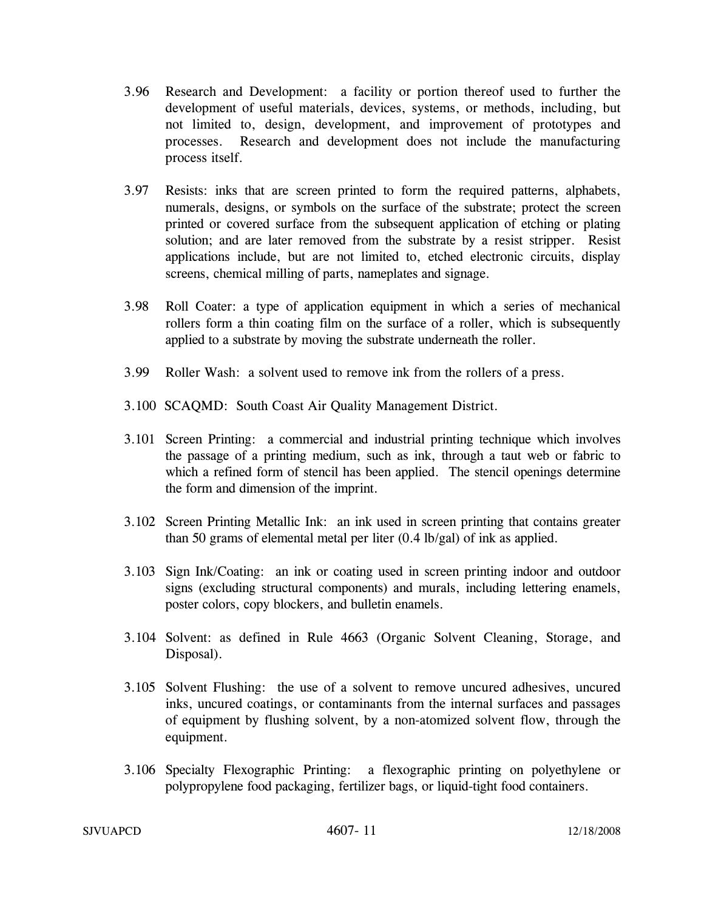3.96 Research and Development: a facility or portion thereof used to further the development of useful materials, devices, systems, or methods, including, but not limited to, design, development, and improvement of prototypes and processes. Research and development does not include the manufacturing process itself.

3.97 Resists: inks that are screen printed to form the required patterns, alphabets, numerals, designs, or symbols on the surface of the substrate; protect the screen printed or covered surface from the subsequent application of etching or plating solution; and are later removed from the substrate by a resist stripper. Resist applications include, but are not limited to, etched electronic circuits, display screens, chemical milling of parts, nameplates and signage.

3.98 Roll Coater: a type of application equipment in which a series of mechanical rollers form a thin coating film on the surface of a roller, which is subsequently applied to a substrate by moving the substrate underneath the roller.

3.99 Roller Wash: a solvent used to remove ink from the rollers of a press.

3.100 SCAQMD: South Coast Air Quality Management District.

3.101 Screen Printing: a commercial and industrial printing technique which involves the passage of a printing medium, such as ink, through a taut web or fabric to which a refined form of stencil has been applied. The stencil openings determine the form and dimension of the imprint.

3.102 Screen Printing Metallic Ink: an ink used in screen printing that contains greater than 50 grams of elemental metal per liter (0.4 lb/gal) of ink as applied.

3.103 Sign Ink/Coating: an ink or coating used in screen printing indoor and outdoor signs (excluding structural components) and murals, including lettering enamels, poster colors, copy blockers, and bulletin enamels.

3.104 Solvent: as defined in Rule 4663 (Organic Solvent Cleaning, Storage, and Disposal).

3.105 Solvent Flushing: the use of a solvent to remove uncured adhesives, uncured inks, uncured coatings, or contaminants from the internal surfaces and passages of equipment by flushing solvent, by a non-atomized solvent flow, through the equipment.

3.106 Specialty Flexographic Printing: a flexographic printing on polyethylene or polypropylene food packaging, fertilizer bags, or liquid-tight food containers.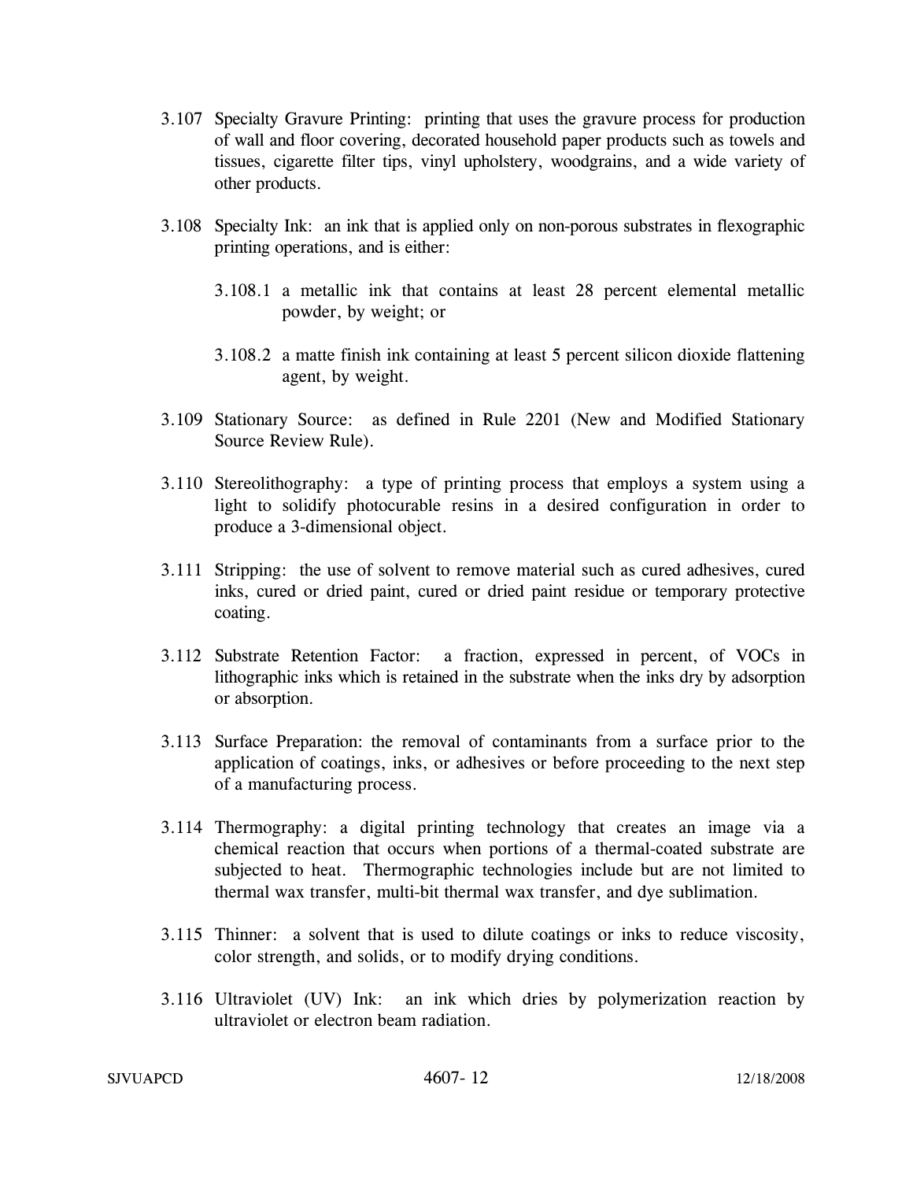3.107 Specialty Gravure Printing: printing that uses the gravure process for production of wall and floor covering, decorated household paper products such as towels and tissues, cigarette filter tips, vinyl upholstery, woodgrains, and a wide variety of other products.

3.108 Specialty Ink: an ink that is applied only on non-porous substrates in flexographic printing operations, and is either:

3.108.1 a metallic ink that contains at least 28 percent elemental metallic powder, by weight; or

3.108.2 a matte finish ink containing at least 5 percent silicon dioxide flattening agent, by weight.

3.109 Stationary Source: as defined in Rule 2201 (New and Modified Stationary Source Review Rule).

3.110 Stereolithography: a type of printing process that employs a system using a light to solidify photocurable resins in a desired configuration in order to produce a 3-dimensional object.

3.111 Stripping: the use of solvent to remove material such as cured adhesives, cured inks, cured or dried paint, cured or dried paint residue or temporary protective coating.

3.112 Substrate Retention Factor: a fraction, expressed in percent, of VOCs in lithographic inks which is retained in the substrate when the inks dry by adsorption or absorption.

3.113 Surface Preparation: the removal of contaminants from a surface prior to the application of coatings, inks, or adhesives or before proceeding to the next step of a manufacturing process.

3.114 Thermography: a digital printing technology that creates an image via a chemical reaction that occurs when portions of a thermal-coated substrate are subjected to heat. Thermographic technologies include but are not limited to thermal wax transfer, multi-bit thermal wax transfer, and dye sublimation.

3.115 Thinner: a solvent that is used to dilute coatings or inks to reduce viscosity, color strength, and solids, or to modify drying conditions.

3.116 Ultraviolet (UV) Ink: an ink which dries by polymerization reaction by ultraviolet or electron beam radiation.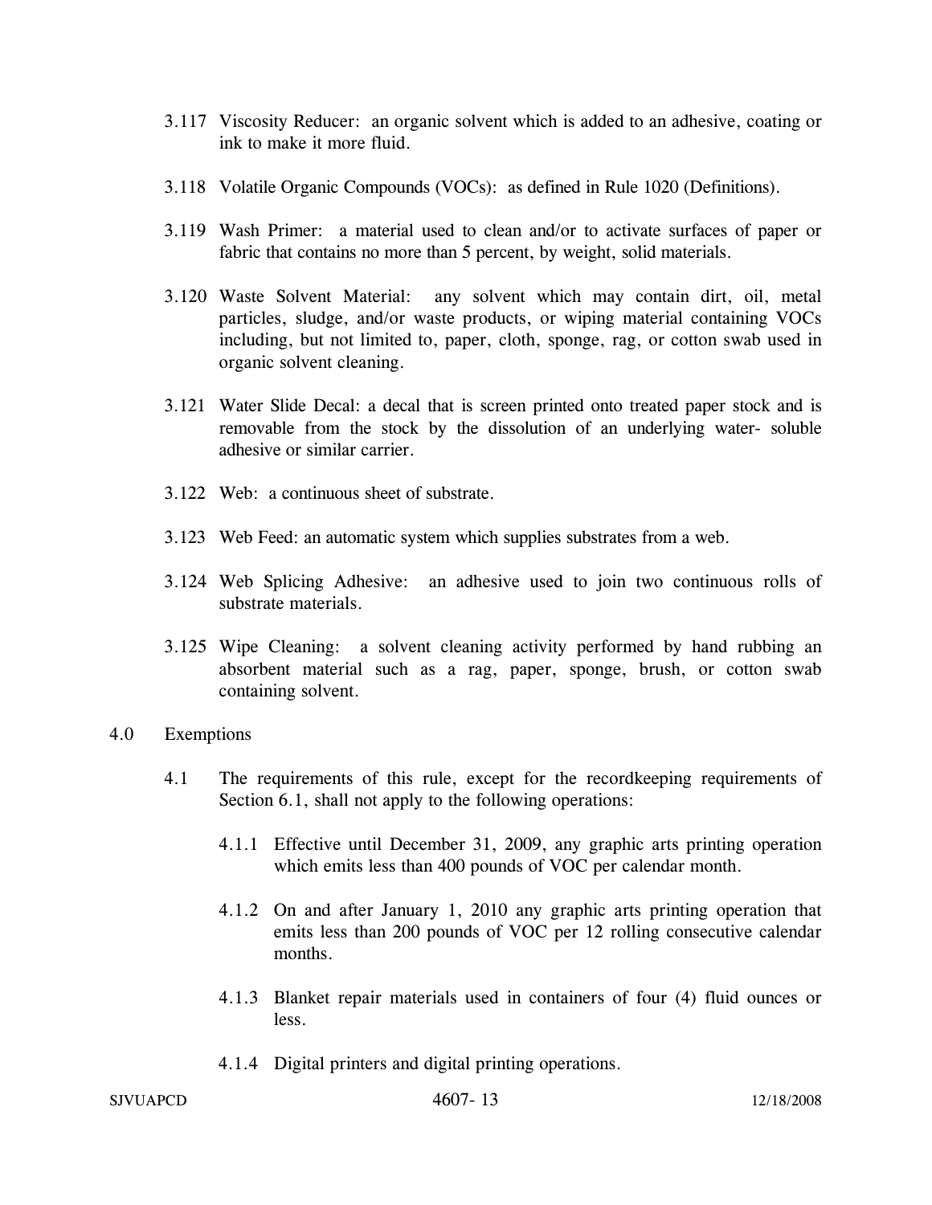3.117 Viscosity Reducer: an organic solvent which is added to an adhesive, coating or ink to make it more fluid.

3.118 Volatile Organic Compounds (VOCs): as defined in Rule 1020 (Definitions).

3.119 Wash Primer: a material used to clean and/or to activate surfaces of paper or fabric that contains no more than 5 percent, by weight, solid materials.

3.120 Waste Solvent Material: any solvent which may contain dirt, oil, metal particles, sludge, and/or waste products, or wiping material containing VOCs including, but not limited to, paper, cloth, sponge, rag, or cotton swab used in organic solvent cleaning.

3.121 Water Slide Decal: a decal that is screen printed onto treated paper stock and is removable from the stock by the dissolution of an underlying water- soluble adhesive or similar carrier.

3.122 Web: a continuous sheet of substrate.

3.123 Web Feed: an automatic system which supplies substrates from a web.

3.124 Web Splicing Adhesive: an adhesive used to join two continuous rolls of substrate materials.

3.125 Wipe Cleaning: a solvent cleaning activity performed by hand rubbing an absorbent material such as a rag, paper, sponge, brush, or cotton swab containing solvent.

## 4.0 Exemptions

4.1 The requirements of this rule, except for the recordkeeping requirements of Section 6.1, shall not apply to the following operations:

4.1.1 Effective until December 31, 2009, any graphic arts printing operation which emits less than 400 pounds of VOC per calendar month.

4.1.2 On and after January 1, 2010 any graphic arts printing operation that emits less than 200 pounds of VOC per 12 rolling consecutive calendar months.

4.1.3 Blanket repair materials used in containers of four (4) fluid ounces or less.

4.1.4 Digital printers and digital printing operations.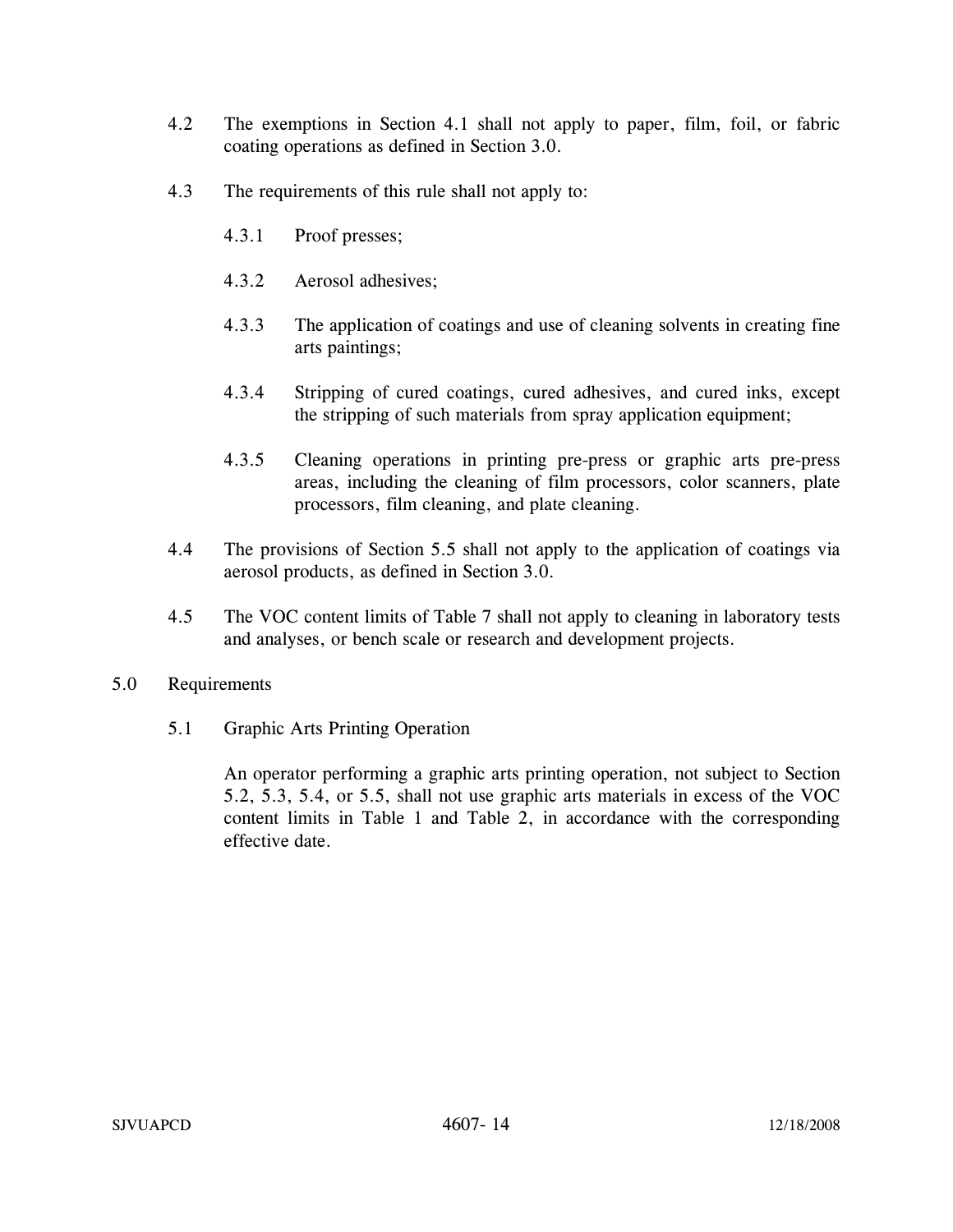4.2 The exemptions in Section 4.1 shall not apply to paper, film, foil, or fabric coating operations as defined in Section 3.0.

4.3 The requirements of this rule shall not apply to:

- 4.3.1 Proof presses;
- 4.3.2 Aerosol adhesives;
- 4.3.3 The application of coatings and use of cleaning solvents in creating fine arts paintings;
- 4.3.4 Stripping of cured coatings, cured adhesives, and cured inks, except the stripping of such materials from spray application equipment;
- 4.3.5 Cleaning operations in printing pre-press or graphic arts pre-press areas, including the cleaning of film processors, color scanners, plate processors, film cleaning, and plate cleaning.

4.4 The provisions of Section 5.5 shall not apply to the application of coatings via aerosol products, as defined in Section 3.0.

4.5 The VOC content limits of Table 7 shall not apply to cleaning in laboratory tests and analyses, or bench scale or research and development projects.

## 5.0 Requirements

### 5.1 Graphic Arts Printing Operation

An operator performing a graphic arts printing operation, not subject to Section 5.2, 5.3, 5.4, or 5.5, shall not use graphic arts materials in excess of the VOC content limits in Table 1 and Table 2, in accordance with the corresponding effective date.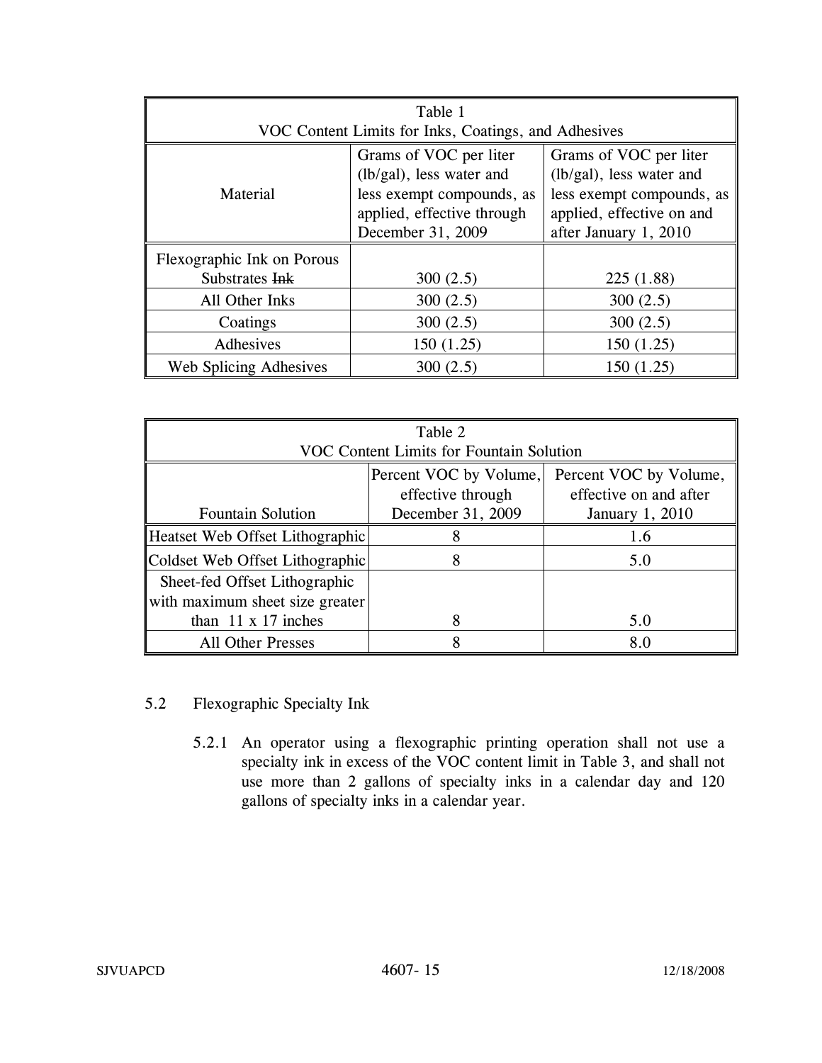| Table 1 VOC Content Limits for Inks, Coatings, and Adhesives | | |
|---|---|---|
| Material | Grams of VOC per liter (lb/gal), less water and less exempt compounds, as applied, effective through December 31, 2009 | Grams of VOC per liter (lb/gal), less water and less exempt compounds, as applied, effective on and after January 1, 2010 |
| Flexographic Ink on Porous Substrates ~~Ink~~ | 300 (2.5) | 225 (1.88) |
| All Other Inks | 300 (2.5) | 300 (2.5) |
| Coatings | 300 (2.5) | 300 (2.5) |
| Adhesives | 150 (1.25) | 150 (1.25) |
| Web Splicing Adhesives | 300 (2.5) | 150 (1.25) |

| Table 2 VOC Content Limits for Fountain Solution | | |
|---|---|---|
| Fountain Solution | Percent VOC by Volume, effective through December 31, 2009 | Percent VOC by Volume, effective on and after January 1, 2010 |
| Heatset Web Offset Lithographic | 8 | 1.6 |
| Coldset Web Offset Lithographic | 8 | 5.0 |
| Sheet-fed Offset Lithographic with maximum sheet size greater than 11 x 17 inches | 8 | 5.0 |
| All Other Presses | 8 | 8.0 |

5.2 Flexographic Specialty Ink

5.2.1 An operator using a flexographic printing operation shall not use a specialty ink in excess of the VOC content limit in Table 3, and shall not use more than 2 gallons of specialty inks in a calendar day and 120 gallons of specialty inks in a calendar year.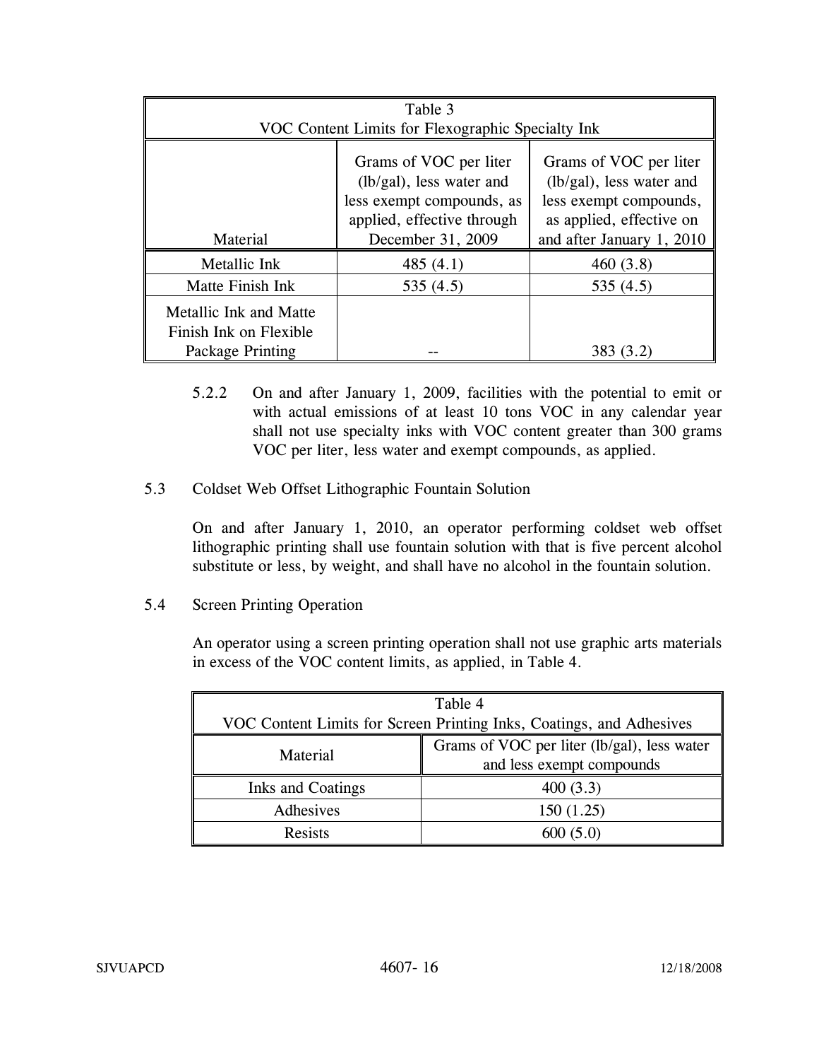| Table 3<br>VOC Content Limits for Flexographic Specialty Ink | | |
|---|---|---|
| Material | Grams of VOC per liter (lb/gal), less water and less exempt compounds, as applied, effective through December 31, 2009 | Grams of VOC per liter (lb/gal), less water and less exempt compounds, as applied, effective on and after January 1, 2010 |
| Metallic Ink | 485 (4.1) | 460 (3.8) |
| Matte Finish Ink | 535 (4.5) | 535 (4.5) |
| Metallic Ink and Matte Finish Ink on Flexible Package Printing | -- | 383 (3.2) |

5.2.2 On and after January 1, 2009, facilities with the potential to emit or with actual emissions of at least 10 tons VOC in any calendar year shall not use specialty inks with VOC content greater than 300 grams VOC per liter, less water and exempt compounds, as applied.

5.3 Coldset Web Offset Lithographic Fountain Solution

On and after January 1, 2010, an operator performing coldset web offset lithographic printing shall use fountain solution with that is five percent alcohol substitute or less, by weight, and shall have no alcohol in the fountain solution.

5.4 Screen Printing Operation

An operator using a screen printing operation shall not use graphic arts materials in excess of the VOC content limits, as applied, in Table 4.

| Table 4<br>VOC Content Limits for Screen Printing Inks, Coatings, and Adhesives | |
|---|---|
| Material | Grams of VOC per liter (lb/gal), less water and less exempt compounds |
| Inks and Coatings | 400 (3.3) |
| Adhesives | 150 (1.25) |
| Resists | 600 (5.0) |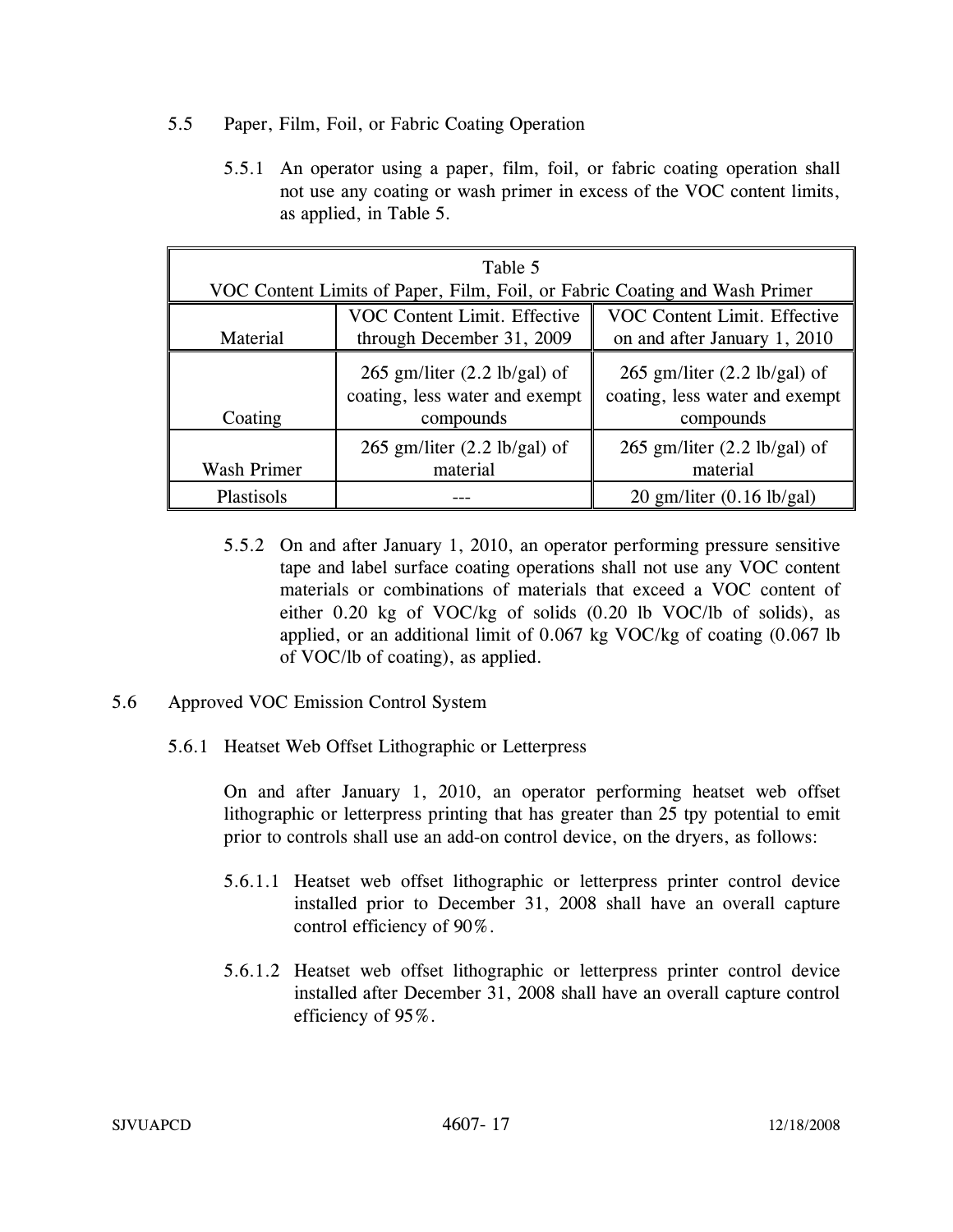5.5 Paper, Film, Foil, or Fabric Coating Operation

5.5.1 An operator using a paper, film, foil, or fabric coating operation shall not use any coating or wash primer in excess of the VOC content limits, as applied, in Table 5.

| Table 5 VOC Content Limits of Paper, Film, Foil, or Fabric Coating and Wash Primer | | |
|---|---|---|
| Material | VOC Content Limit. Effective through December 31, 2009 | VOC Content Limit. Effective on and after January 1, 2010 |
| Coating | 265 gm/liter (2.2 lb/gal) of coating, less water and exempt compounds | 265 gm/liter (2.2 lb/gal) of coating, less water and exempt compounds |
| Wash Primer | 265 gm/liter (2.2 lb/gal) of material | 265 gm/liter (2.2 lb/gal) of material |
| Plastisols | --- | 20 gm/liter (0.16 lb/gal) |

5.5.2 On and after January 1, 2010, an operator performing pressure sensitive tape and label surface coating operations shall not use any VOC content materials or combinations of materials that exceed a VOC content of either 0.20 kg of VOC/kg of solids (0.20 lb VOC/lb of solids), as applied, or an additional limit of 0.067 kg VOC/kg of coating (0.067 lb of VOC/lb of coating), as applied.

5.6 Approved VOC Emission Control System

5.6.1 Heatset Web Offset Lithographic or Letterpress

On and after January 1, 2010, an operator performing heatset web offset lithographic or letterpress printing that has greater than 25 tpy potential to emit prior to controls shall use an add-on control device, on the dryers, as follows:

5.6.1.1 Heatset web offset lithographic or letterpress printer control device installed prior to December 31, 2008 shall have an overall capture control efficiency of 90%.

5.6.1.2 Heatset web offset lithographic or letterpress printer control device installed after December 31, 2008 shall have an overall capture control efficiency of 95%.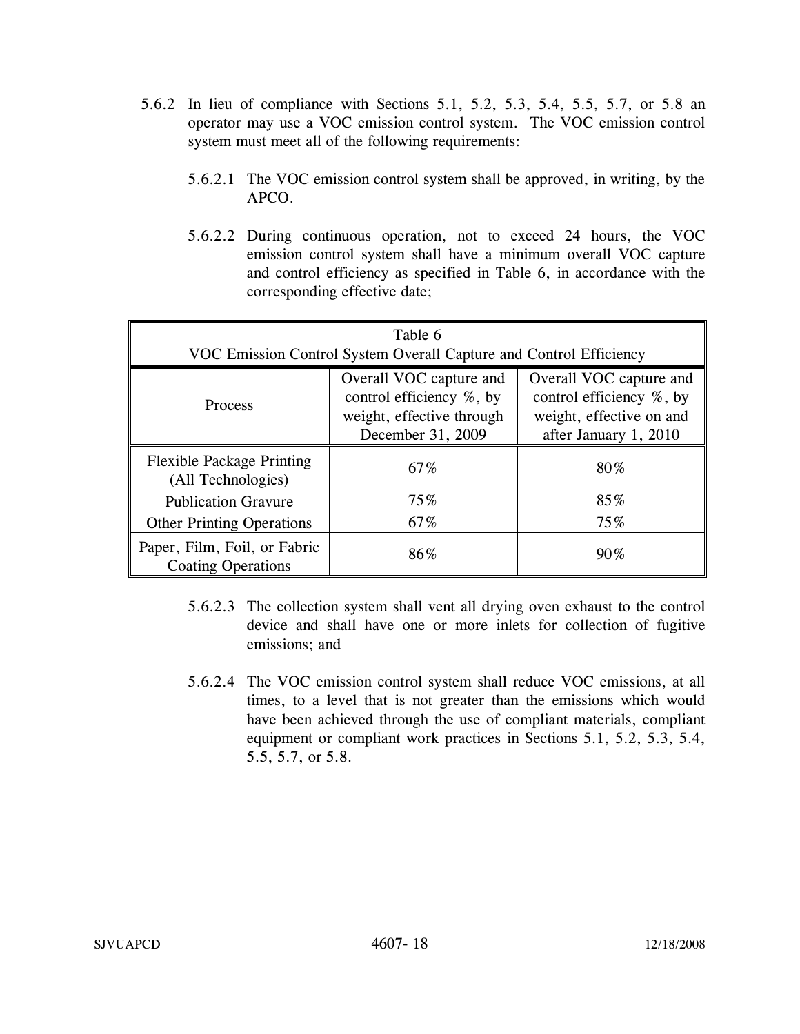5.6.2 In lieu of compliance with Sections 5.1, 5.2, 5.3, 5.4, 5.5, 5.7, or 5.8 an operator may use a VOC emission control system. The VOC emission control system must meet all of the following requirements:

5.6.2.1 The VOC emission control system shall be approved, in writing, by the APCO.

5.6.2.2 During continuous operation, not to exceed 24 hours, the VOC emission control system shall have a minimum overall VOC capture and control efficiency as specified in Table 6, in accordance with the corresponding effective date;

Table 6
VOC Emission Control System Overall Capture and Control Efficiency

| Process | Overall VOC capture and control efficiency %, by weight, effective through December 31, 2009 | Overall VOC capture and control efficiency %, by weight, effective on and after January 1, 2010 |
|---|---|---|
| Flexible Package Printing (All Technologies) | 67% | 80% |
| Publication Gravure | 75% | 85% |
| Other Printing Operations | 67% | 75% |
| Paper, Film, Foil, or Fabric Coating Operations | 86% | 90% |

5.6.2.3 The collection system shall vent all drying oven exhaust to the control device and shall have one or more inlets for collection of fugitive emissions; and

5.6.2.4 The VOC emission control system shall reduce VOC emissions, at all times, to a level that is not greater than the emissions which would have been achieved through the use of compliant materials, compliant equipment or compliant work practices in Sections 5.1, 5.2, 5.3, 5.4, 5.5, 5.7, or 5.8.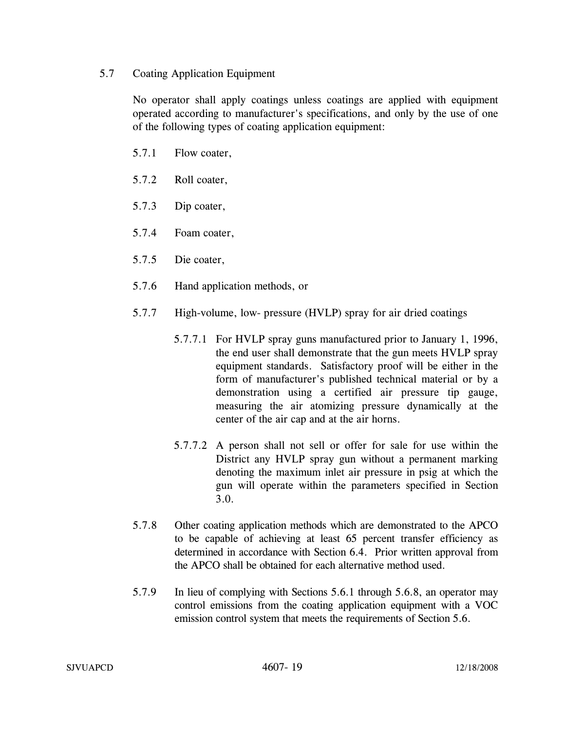5.7 Coating Application Equipment

No operator shall apply coatings unless coatings are applied with equipment operated according to manufacturer's specifications, and only by the use of one of the following types of coating application equipment:

5.7.1 Flow coater,

5.7.2 Roll coater,

5.7.3 Dip coater,

5.7.4 Foam coater,

5.7.5 Die coater,

5.7.6 Hand application methods, or

5.7.7 High-volume, low- pressure (HVLP) spray for air dried coatings

5.7.7.1 For HVLP spray guns manufactured prior to January 1, 1996, the end user shall demonstrate that the gun meets HVLP spray equipment standards. Satisfactory proof will be either in the form of manufacturer's published technical material or by a demonstration using a certified air pressure tip gauge, measuring the air atomizing pressure dynamically at the center of the air cap and at the air horns.

5.7.7.2 A person shall not sell or offer for sale for use within the District any HVLP spray gun without a permanent marking denoting the maximum inlet air pressure in psig at which the gun will operate within the parameters specified in Section 3.0.

5.7.8 Other coating application methods which are demonstrated to the APCO to be capable of achieving at least 65 percent transfer efficiency as determined in accordance with Section 6.4. Prior written approval from the APCO shall be obtained for each alternative method used.

5.7.9 In lieu of complying with Sections 5.6.1 through 5.6.8, an operator may control emissions from the coating application equipment with a VOC emission control system that meets the requirements of Section 5.6.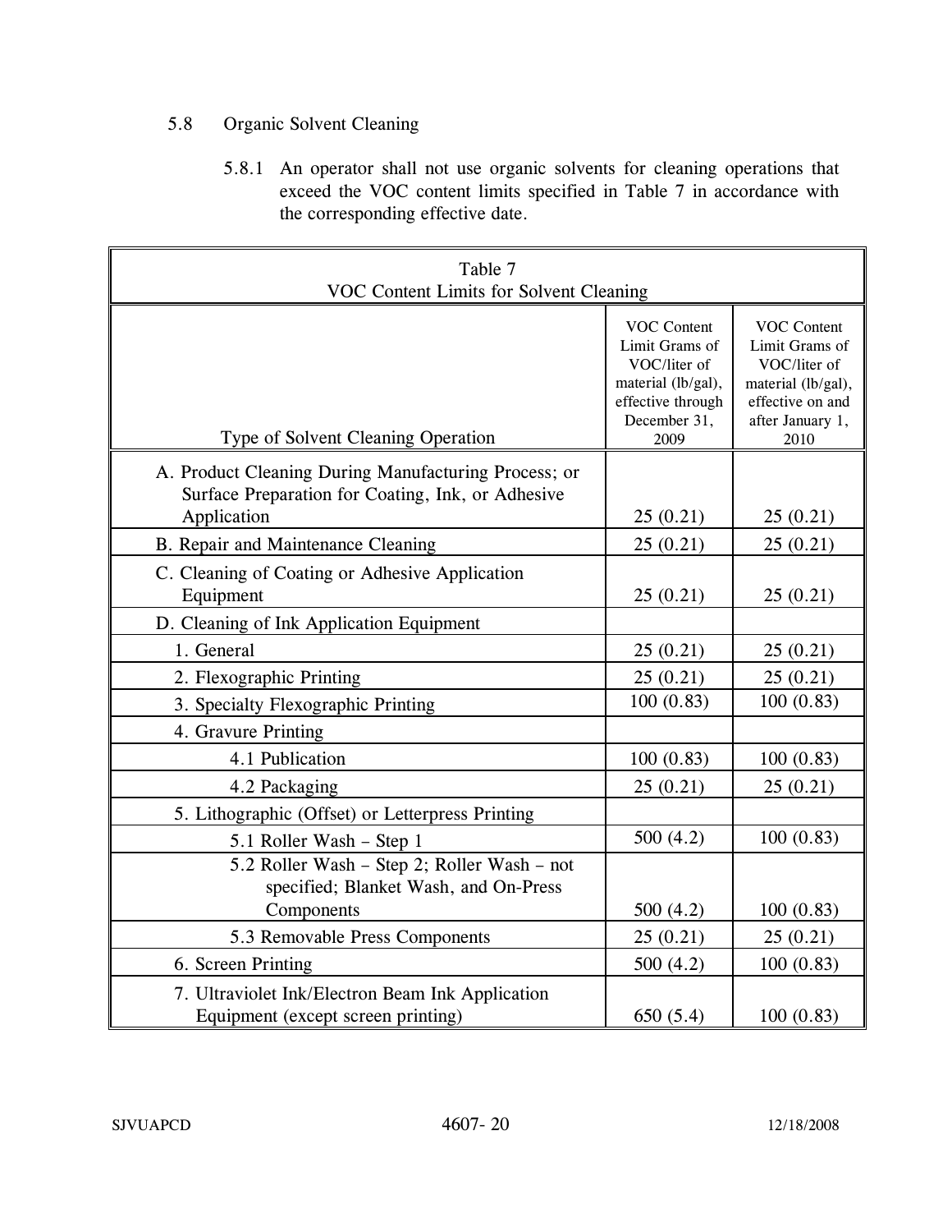## 5.8 Organic Solvent Cleaning

5.8.1 An operator shall not use organic solvents for cleaning operations that exceed the VOC content limits specified in Table 7 in accordance with the corresponding effective date.

Table 7
VOC Content Limits for Solvent Cleaning

| Type of Solvent Cleaning Operation | VOC Content Limit Grams of VOC/liter of material (lb/gal), effective through December 31, 2009 | VOC Content Limit Grams of VOC/liter of material (lb/gal), effective on and after January 1, 2010 |
|---|---|---|
| A. Product Cleaning During Manufacturing Process; or Surface Preparation for Coating, Ink, or Adhesive Application | 25 (0.21) | 25 (0.21) |
| B. Repair and Maintenance Cleaning | 25 (0.21) | 25 (0.21) |
| C. Cleaning of Coating or Adhesive Application Equipment | 25 (0.21) | 25 (0.21) |
| D. Cleaning of Ink Application Equipment | | |
| 1. General | 25 (0.21) | 25 (0.21) |
| 2. Flexographic Printing | 25 (0.21) | 25 (0.21) |
| 3. Specialty Flexographic Printing | 100 (0.83) | 100 (0.83) |
| 4. Gravure Printing | | |
| 4.1 Publication | 100 (0.83) | 100 (0.83) |
| 4.2 Packaging | 25 (0.21) | 25 (0.21) |
| 5. Lithographic (Offset) or Letterpress Printing | | |
| 5.1 Roller Wash – Step 1 | 500 (4.2) | 100 (0.83) |
| 5.2 Roller Wash – Step 2; Roller Wash – not specified; Blanket Wash, and On-Press Components | 500 (4.2) | 100 (0.83) |
| 5.3 Removable Press Components | 25 (0.21) | 25 (0.21) |
| 6. Screen Printing | 500 (4.2) | 100 (0.83) |
| 7. Ultraviolet Ink/Electron Beam Ink Application Equipment (except screen printing) | 650 (5.4) | 100 (0.83) |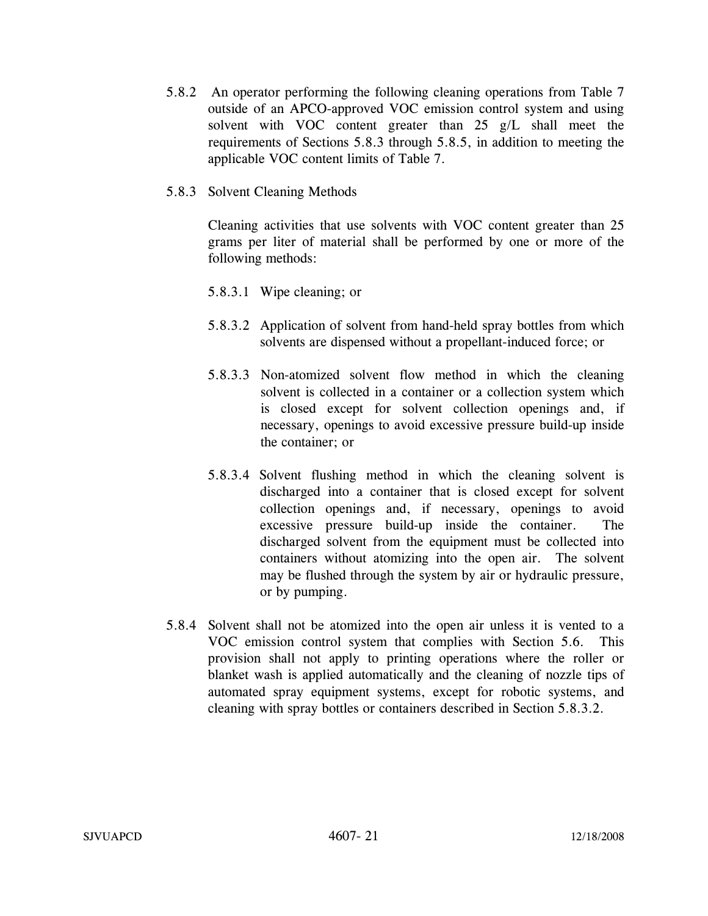5.8.2 An operator performing the following cleaning operations from Table 7 outside of an APCO-approved VOC emission control system and using solvent with VOC content greater than 25 g/L shall meet the requirements of Sections 5.8.3 through 5.8.5, in addition to meeting the applicable VOC content limits of Table 7.

5.8.3 Solvent Cleaning Methods

Cleaning activities that use solvents with VOC content greater than 25 grams per liter of material shall be performed by one or more of the following methods:

5.8.3.1 Wipe cleaning; or

5.8.3.2 Application of solvent from hand-held spray bottles from which solvents are dispensed without a propellant-induced force; or

5.8.3.3 Non-atomized solvent flow method in which the cleaning solvent is collected in a container or a collection system which is closed except for solvent collection openings and, if necessary, openings to avoid excessive pressure build-up inside the container; or

5.8.3.4 Solvent flushing method in which the cleaning solvent is discharged into a container that is closed except for solvent collection openings and, if necessary, openings to avoid excessive pressure build-up inside the container. The discharged solvent from the equipment must be collected into containers without atomizing into the open air. The solvent may be flushed through the system by air or hydraulic pressure, or by pumping.

5.8.4 Solvent shall not be atomized into the open air unless it is vented to a VOC emission control system that complies with Section 5.6. This provision shall not apply to printing operations where the roller or blanket wash is applied automatically and the cleaning of nozzle tips of automated spray equipment systems, except for robotic systems, and cleaning with spray bottles or containers described in Section 5.8.3.2.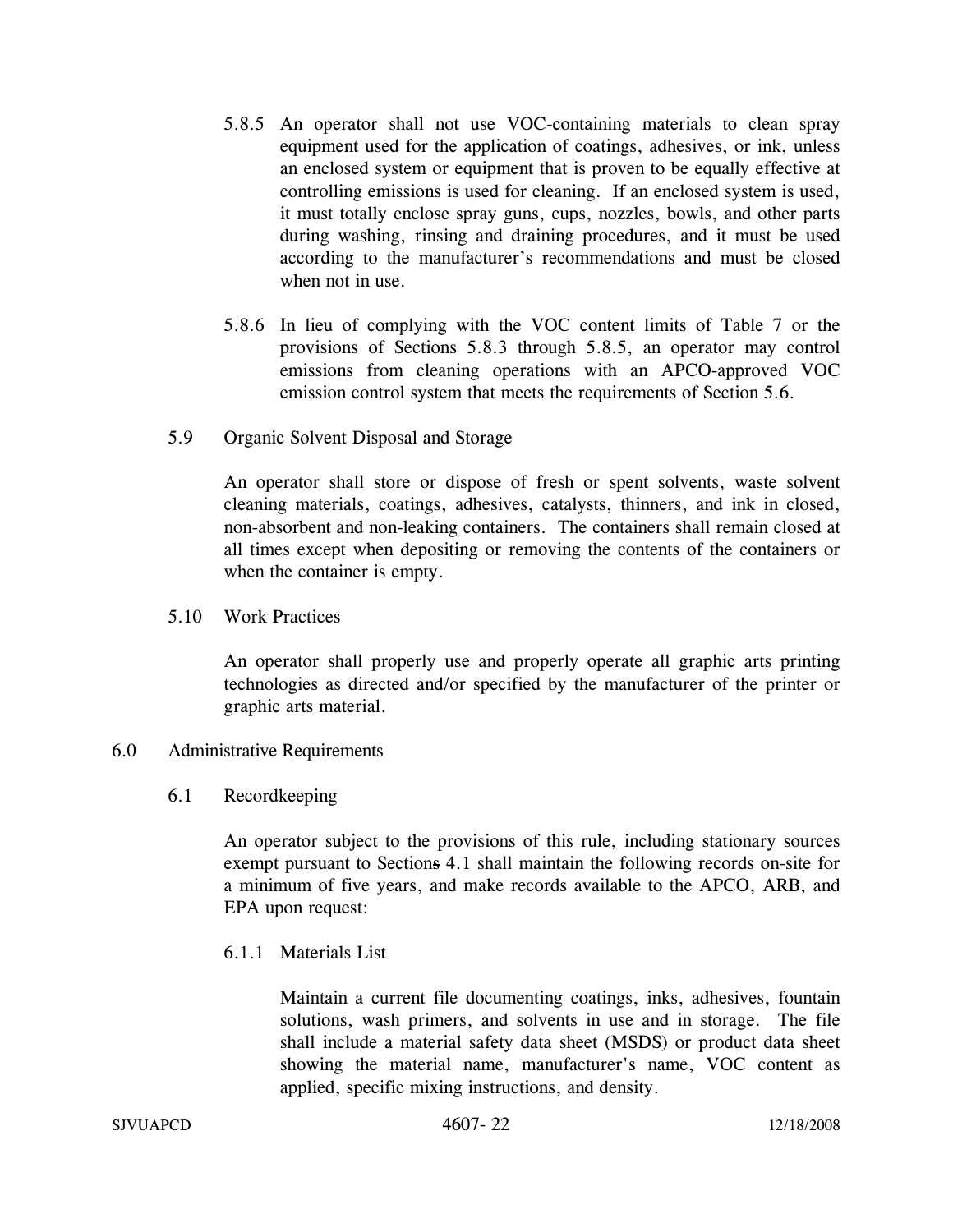5.8.5 An operator shall not use VOC-containing materials to clean spray equipment used for the application of coatings, adhesives, or ink, unless an enclosed system or equipment that is proven to be equally effective at controlling emissions is used for cleaning. If an enclosed system is used, it must totally enclose spray guns, cups, nozzles, bowls, and other parts during washing, rinsing and draining procedures, and it must be used according to the manufacturer's recommendations and must be closed when not in use.

5.8.6 In lieu of complying with the VOC content limits of Table 7 or the provisions of Sections 5.8.3 through 5.8.5, an operator may control emissions from cleaning operations with an APCO-approved VOC emission control system that meets the requirements of Section 5.6.

5.9 Organic Solvent Disposal and Storage

An operator shall store or dispose of fresh or spent solvents, waste solvent cleaning materials, coatings, adhesives, catalysts, thinners, and ink in closed, non-absorbent and non-leaking containers. The containers shall remain closed at all times except when depositing or removing the contents of the containers or when the container is empty.

5.10 Work Practices

An operator shall properly use and properly operate all graphic arts printing technologies as directed and/or specified by the manufacturer of the printer or graphic arts material.

## 6.0 Administrative Requirements

### 6.1 Recordkeeping

An operator subject to the provisions of this rule, including stationary sources exempt pursuant to Sections 4.1 shall maintain the following records on-site for a minimum of five years, and make records available to the APCO, ARB, and EPA upon request:

6.1.1 Materials List

Maintain a current file documenting coatings, inks, adhesives, fountain solutions, wash primers, and solvents in use and in storage. The file shall include a material safety data sheet (MSDS) or product data sheet showing the material name, manufacturer's name, VOC content as applied, specific mixing instructions, and density.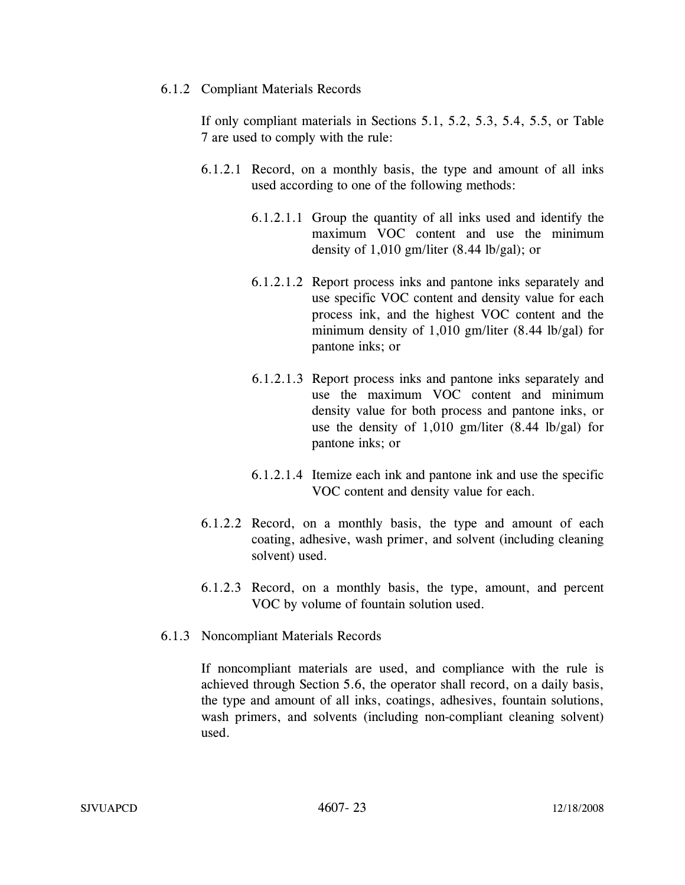6.1.2 Compliant Materials Records

If only compliant materials in Sections 5.1, 5.2, 5.3, 5.4, 5.5, or Table 7 are used to comply with the rule:

6.1.2.1 Record, on a monthly basis, the type and amount of all inks used according to one of the following methods:

6.1.2.1.1 Group the quantity of all inks used and identify the maximum VOC content and use the minimum density of 1,010 gm/liter (8.44 lb/gal); or

6.1.2.1.2 Report process inks and pantone inks separately and use specific VOC content and density value for each process ink, and the highest VOC content and the minimum density of 1,010 gm/liter (8.44 lb/gal) for pantone inks; or

6.1.2.1.3 Report process inks and pantone inks separately and use the maximum VOC content and minimum density value for both process and pantone inks, or use the density of 1,010 gm/liter (8.44 lb/gal) for pantone inks; or

6.1.2.1.4 Itemize each ink and pantone ink and use the specific VOC content and density value for each.

6.1.2.2 Record, on a monthly basis, the type and amount of each coating, adhesive, wash primer, and solvent (including cleaning solvent) used.

6.1.2.3 Record, on a monthly basis, the type, amount, and percent VOC by volume of fountain solution used.

6.1.3 Noncompliant Materials Records

If noncompliant materials are used, and compliance with the rule is achieved through Section 5.6, the operator shall record, on a daily basis, the type and amount of all inks, coatings, adhesives, fountain solutions, wash primers, and solvents (including non-compliant cleaning solvent) used.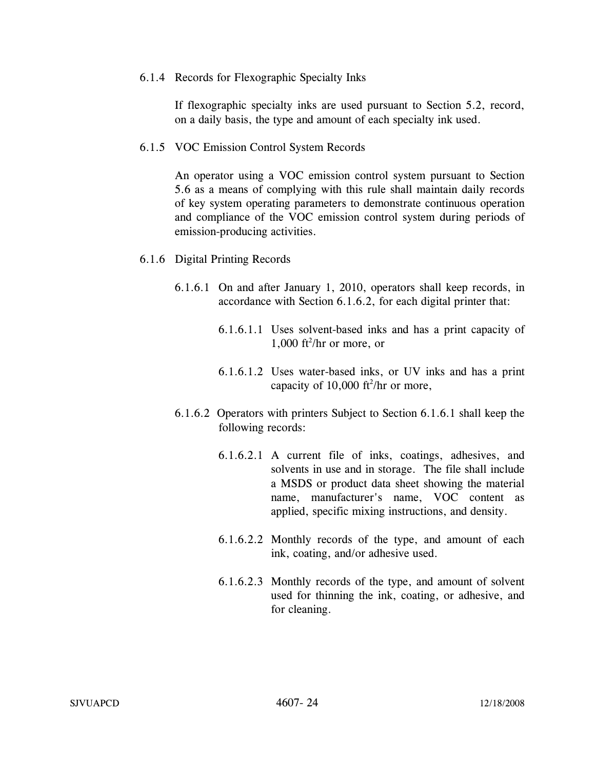6.1.4 Records for Flexographic Specialty Inks

If flexographic specialty inks are used pursuant to Section 5.2, record, on a daily basis, the type and amount of each specialty ink used.

6.1.5 VOC Emission Control System Records

An operator using a VOC emission control system pursuant to Section 5.6 as a means of complying with this rule shall maintain daily records of key system operating parameters to demonstrate continuous operation and compliance of the VOC emission control system during periods of emission-producing activities.

6.1.6 Digital Printing Records

6.1.6.1 On and after January 1, 2010, operators shall keep records, in accordance with Section 6.1.6.2, for each digital printer that:

6.1.6.1.1 Uses solvent-based inks and has a print capacity of 1,000 $ft^2$/hr or more, or

6.1.6.1.2 Uses water-based inks, or UV inks and has a print capacity of 10,000 $ft^2$/hr or more,

6.1.6.2 Operators with printers Subject to Section 6.1.6.1 shall keep the following records:

6.1.6.2.1 A current file of inks, coatings, adhesives, and solvents in use and in storage. The file shall include a MSDS or product data sheet showing the material name, manufacturer's name, VOC content as applied, specific mixing instructions, and density.

6.1.6.2.2 Monthly records of the type, and amount of each ink, coating, and/or adhesive used.

6.1.6.2.3 Monthly records of the type, and amount of solvent used for thinning the ink, coating, or adhesive, and for cleaning.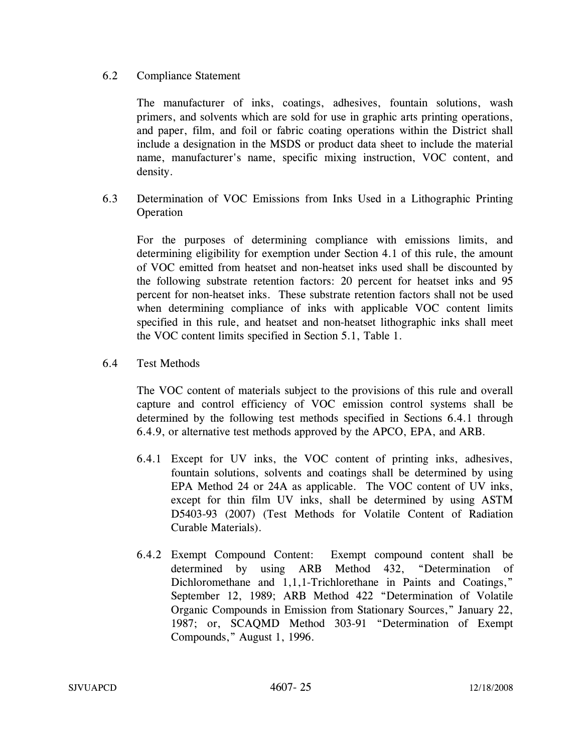6.2 Compliance Statement

The manufacturer of inks, coatings, adhesives, fountain solutions, wash primers, and solvents which are sold for use in graphic arts printing operations, and paper, film, and foil or fabric coating operations within the District shall include a designation in the MSDS or product data sheet to include the material name, manufacturer's name, specific mixing instruction, VOC content, and density.

6.3 Determination of VOC Emissions from Inks Used in a Lithographic Printing Operation

For the purposes of determining compliance with emissions limits, and determining eligibility for exemption under Section 4.1 of this rule, the amount of VOC emitted from heatset and non-heatset inks used shall be discounted by the following substrate retention factors: 20 percent for heatset inks and 95 percent for non-heatset inks. These substrate retention factors shall not be used when determining compliance of inks with applicable VOC content limits specified in this rule, and heatset and non-heatset lithographic inks shall meet the VOC content limits specified in Section 5.1, Table 1.

6.4 Test Methods

The VOC content of materials subject to the provisions of this rule and overall capture and control efficiency of VOC emission control systems shall be determined by the following test methods specified in Sections 6.4.1 through 6.4.9, or alternative test methods approved by the APCO, EPA, and ARB.

6.4.1 Except for UV inks, the VOC content of printing inks, adhesives, fountain solutions, solvents and coatings shall be determined by using EPA Method 24 or 24A as applicable. The VOC content of UV inks, except for thin film UV inks, shall be determined by using ASTM D5403-93 (2007) (Test Methods for Volatile Content of Radiation Curable Materials).

6.4.2 Exempt Compound Content: Exempt compound content shall be determined by using ARB Method 432, "Determination of Dichloromethane and 1,1,1-Trichlorethane in Paints and Coatings," September 12, 1989; ARB Method 422 "Determination of Volatile Organic Compounds in Emission from Stationary Sources," January 22, 1987; or, SCAQMD Method 303-91 "Determination of Exempt Compounds," August 1, 1996.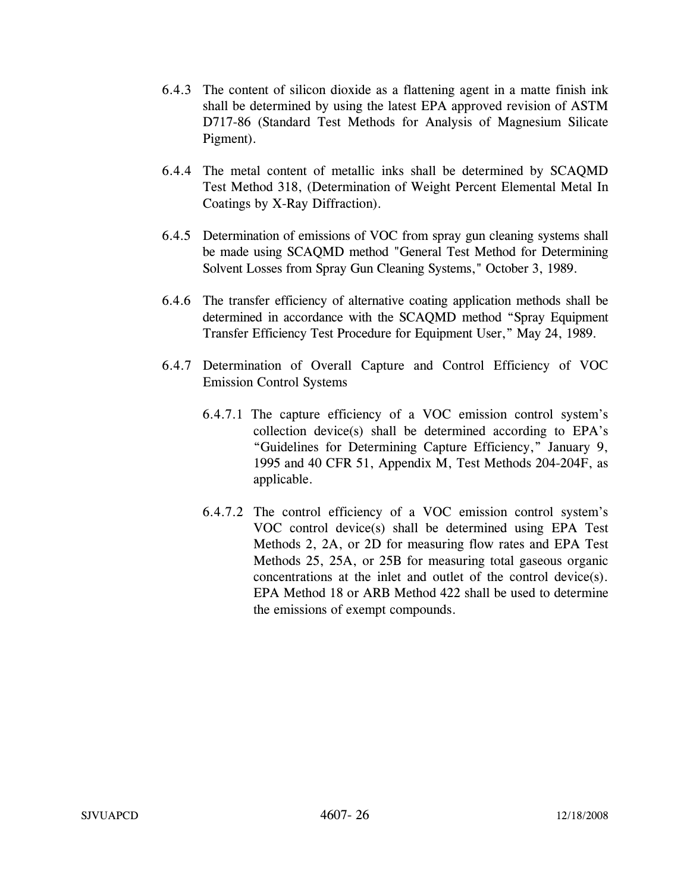6.4.3 The content of silicon dioxide as a flattening agent in a matte finish ink shall be determined by using the latest EPA approved revision of ASTM D717-86 (Standard Test Methods for Analysis of Magnesium Silicate Pigment).

6.4.4 The metal content of metallic inks shall be determined by SCAQMD Test Method 318, (Determination of Weight Percent Elemental Metal In Coatings by X-Ray Diffraction).

6.4.5 Determination of emissions of VOC from spray gun cleaning systems shall be made using SCAQMD method "General Test Method for Determining Solvent Losses from Spray Gun Cleaning Systems," October 3, 1989.

6.4.6 The transfer efficiency of alternative coating application methods shall be determined in accordance with the SCAQMD method "Spray Equipment Transfer Efficiency Test Procedure for Equipment User," May 24, 1989.

6.4.7 Determination of Overall Capture and Control Efficiency of VOC Emission Control Systems

6.4.7.1 The capture efficiency of a VOC emission control system's collection device(s) shall be determined according to EPA's "Guidelines for Determining Capture Efficiency," January 9, 1995 and 40 CFR 51, Appendix M, Test Methods 204-204F, as applicable.

6.4.7.2 The control efficiency of a VOC emission control system's VOC control device(s) shall be determined using EPA Test Methods 2, 2A, or 2D for measuring flow rates and EPA Test Methods 25, 25A, or 25B for measuring total gaseous organic concentrations at the inlet and outlet of the control device(s). EPA Method 18 or ARB Method 422 shall be used to determine the emissions of exempt compounds.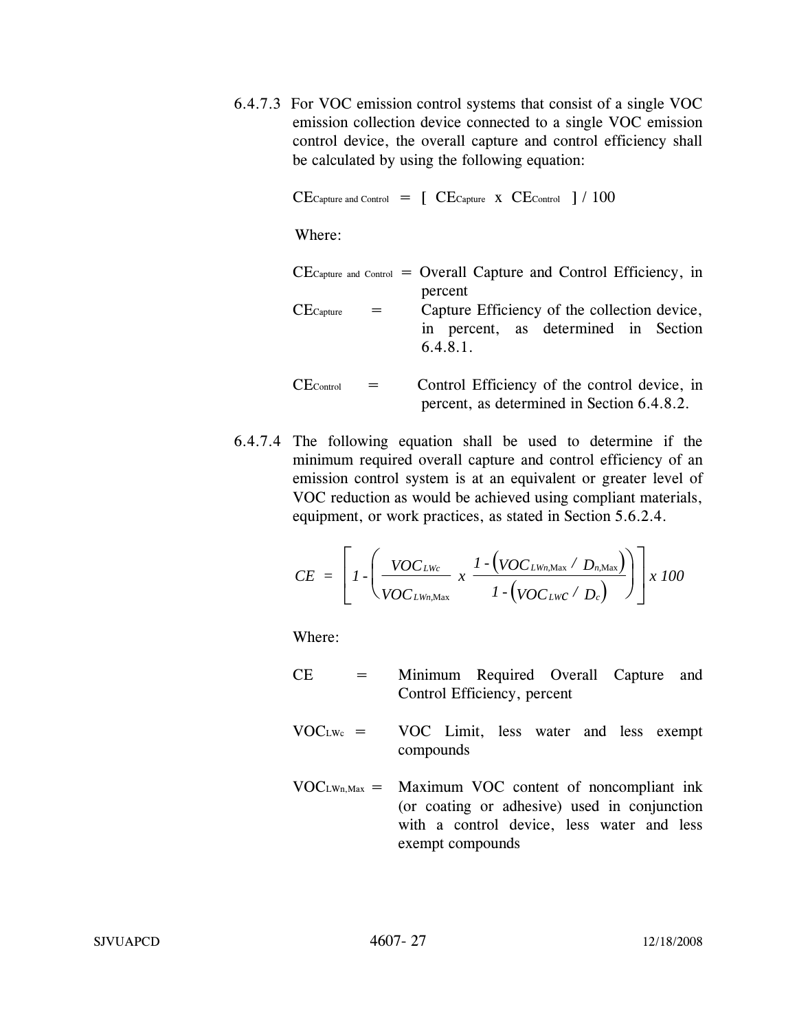6.4.7.3 For VOC emission control systems that consist of a single VOC emission collection device connected to a single VOC emission control device, the overall capture and control efficiency shall be calculated by using the following equation:

$$CE_{Capture\ and\ Control} = [\ CE_{Capture}\ x\ CE_{Control}\ ] / 100$$

Where:

$CE_{Capture\ and\ Control}$ = Overall Capture and Control Efficiency, in percent

$CE_{Capture}$ = Capture Efficiency of the collection device, in percent, as determined in Section 6.4.8.1.

$CE_{Control}$ = Control Efficiency of the control device, in percent, as determined in Section 6.4.8.2.

6.4.7.4 The following equation shall be used to determine if the minimum required overall capture and control efficiency of an emission control system is at an equivalent or greater level of VOC reduction as would be achieved using compliant materials, equipment, or work practices, as stated in Section 5.6.2.4.

$$CE = \left[ 1 - \left( \frac{VOC_{LWc}}{VOC_{LWn,\mathrm{Max}}}\ x\ \frac{1 - \left( VOC_{LWn,\mathrm{Max}} / D_{n,\mathrm{Max}} \right)}{1 - \left( VOC_{LWC} / D_c \right)} \right) \right] x\ 100$$

Where:

CE = Minimum Required Overall Capture and Control Efficiency, percent

$VOC_{LWc}$ = VOC Limit, less water and less exempt compounds

$VOC_{LWn,Max}$ = Maximum VOC content of noncompliant ink (or coating or adhesive) used in conjunction with a control device, less water and less exempt compounds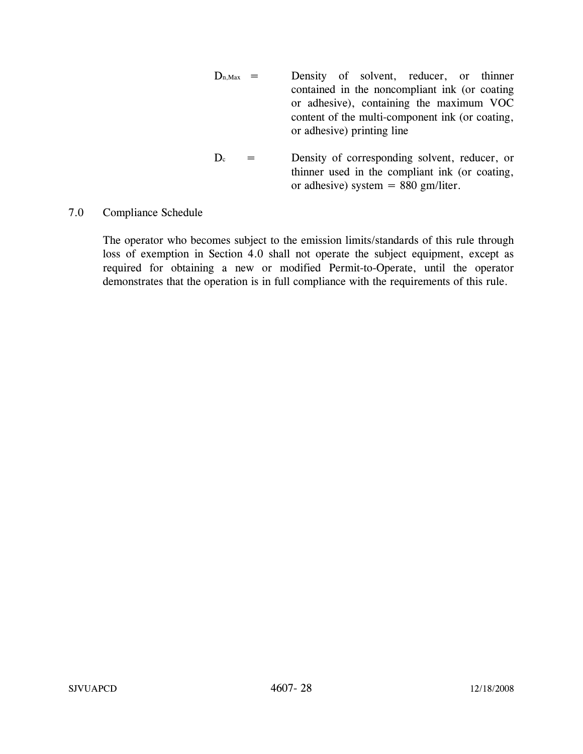$D_{n,Max}$ = Density of solvent, reducer, or thinner contained in the noncompliant ink (or coating or adhesive), containing the maximum VOC content of the multi-component ink (or coating, or adhesive) printing line

$D_c$ = Density of corresponding solvent, reducer, or thinner used in the compliant ink (or coating, or adhesive) system = 880 gm/liter.

## 7.0 Compliance Schedule

The operator who becomes subject to the emission limits/standards of this rule through loss of exemption in Section 4.0 shall not operate the subject equipment, except as required for obtaining a new or modified Permit-to-Operate, until the operator demonstrates that the operation is in full compliance with the requirements of this rule.